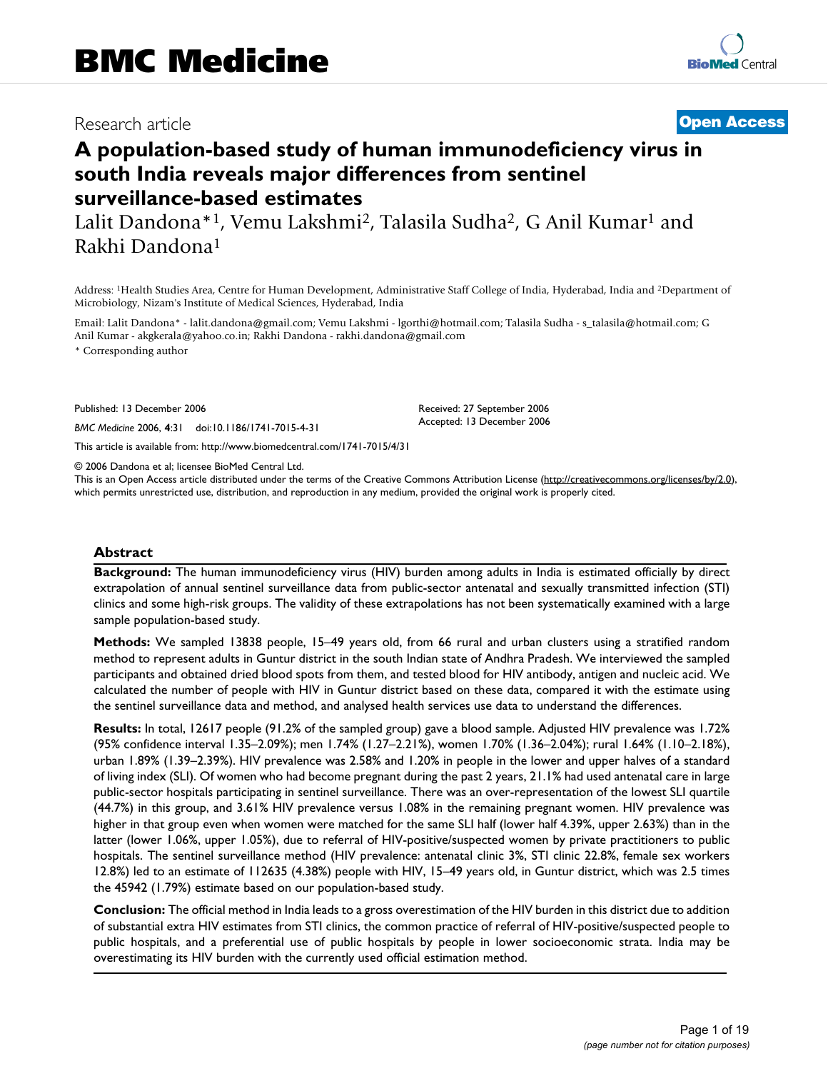# BMC Medicine

Research article

**Open Access**

# A population-based study of human immunodeficiency virus in south India reveals major differences from sentinel surveillance-based estimates

Lalit Dandona*[1], Vemu Lakshmi[2], Talasila Sudha[2], G Anil Kumar[1] and Rakhi Dandona[1]

Address: [1]Health Studies Area, Centre for Human Development, Administrative Staff College of India, Hyderabad, India and [2]Department of Microbiology, Nizam's Institute of Medical Sciences, Hyderabad, India

Email: Lalit Dandona* - lalit.dandona@gmail.com; Vemu Lakshmi - lgorthi@hotmail.com; Talasila Sudha - s_talasila@hotmail.com; G Anil Kumar - akgkerala@yahoo.co.in; Rakhi Dandona - rakhi.dandona@gmail.com

\* Corresponding author

Published: 13 December 2006

*BMC Medicine* 2006, **4**:31 doi:10.1186/1741-7015-4-31

Received: 27 September 2006
Accepted: 13 December 2006

This article is available from: http://www.biomedcentral.com/1741-7015/4/31

© 2006 Dandona et al; licensee BioMed Central Ltd.
This is an Open Access article distributed under the terms of the Creative Commons Attribution License (http://creativecommons.org/licenses/by/2.0), which permits unrestricted use, distribution, and reproduction in any medium, provided the original work is properly cited.

## Abstract

**Background:** The human immunodeficiency virus (HIV) burden among adults in India is estimated officially by direct extrapolation of annual sentinel surveillance data from public-sector antenatal and sexually transmitted infection (STI) clinics and some high-risk groups. The validity of these extrapolations has not been systematically examined with a large sample population-based study.

**Methods:** We sampled 13838 people, 15–49 years old, from 66 rural and urban clusters using a stratified random method to represent adults in Guntur district in the south Indian state of Andhra Pradesh. We interviewed the sampled participants and obtained dried blood spots from them, and tested blood for HIV antibody, antigen and nucleic acid. We calculated the number of people with HIV in Guntur district based on these data, compared it with the estimate using the sentinel surveillance data and method, and analysed health services use data to understand the differences.

**Results:** In total, 12617 people (91.2% of the sampled group) gave a blood sample. Adjusted HIV prevalence was 1.72% (95% confidence interval 1.35–2.09%); men 1.74% (1.27–2.21%), women 1.70% (1.36–2.04%); rural 1.64% (1.10–2.18%), urban 1.89% (1.39–2.39%). HIV prevalence was 2.58% and 1.20% in people in the lower and upper halves of a standard of living index (SLI). Of women who had become pregnant during the past 2 years, 21.1% had used antenatal care in large public-sector hospitals participating in sentinel surveillance. There was an over-representation of the lowest SLI quartile (44.7%) in this group, and 3.61% HIV prevalence versus 1.08% in the remaining pregnant women. HIV prevalence was higher in that group even when women were matched for the same SLI half (lower half 4.39%, upper 2.63%) than in the latter (lower 1.06%, upper 1.05%), due to referral of HIV-positive/suspected women by private practitioners to public hospitals. The sentinel surveillance method (HIV prevalence: antenatal clinic 3%, STI clinic 22.8%, female sex workers 12.8%) led to an estimate of 112635 (4.38%) people with HIV, 15–49 years old, in Guntur district, which was 2.5 times the 45942 (1.79%) estimate based on our population-based study.

**Conclusion:** The official method in India leads to a gross overestimation of the HIV burden in this district due to addition of substantial extra HIV estimates from STI clinics, the common practice of referral of HIV-positive/suspected people to public hospitals, and a preferential use of public hospitals by people in lower socioeconomic strata. India may be overestimating its HIV burden with the currently used official estimation method.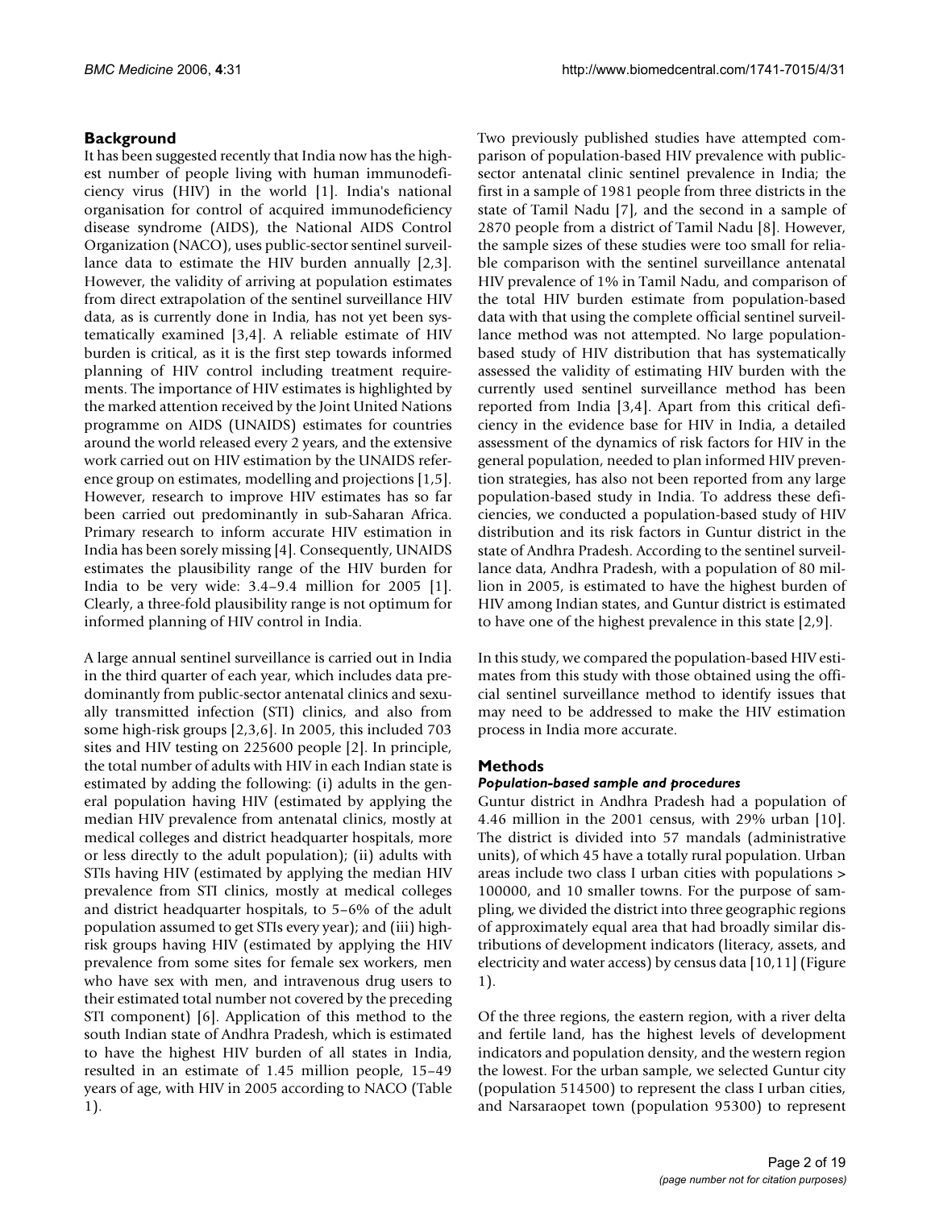## Background

It has been suggested recently that India now has the highest number of people living with human immunodeficiency virus (HIV) in the world [1]. India's national organisation for control of acquired immunodeficiency disease syndrome (AIDS), the National AIDS Control Organization (NACO), uses public-sector sentinel surveillance data to estimate the HIV burden annually [2,3]. However, the validity of arriving at population estimates from direct extrapolation of the sentinel surveillance HIV data, as is currently done in India, has not yet been systematically examined [3,4]. A reliable estimate of HIV burden is critical, as it is the first step towards informed planning of HIV control including treatment requirements. The importance of HIV estimates is highlighted by the marked attention received by the Joint United Nations programme on AIDS (UNAIDS) estimates for countries around the world released every 2 years, and the extensive work carried out on HIV estimation by the UNAIDS reference group on estimates, modelling and projections [1,5]. However, research to improve HIV estimates has so far been carried out predominantly in sub-Saharan Africa. Primary research to inform accurate HIV estimation in India has been sorely missing [4]. Consequently, UNAIDS estimates the plausibility range of the HIV burden for India to be very wide: 3.4–9.4 million for 2005 [1]. Clearly, a three-fold plausibility range is not optimum for informed planning of HIV control in India.

A large annual sentinel surveillance is carried out in India in the third quarter of each year, which includes data predominantly from public-sector antenatal clinics and sexually transmitted infection (STI) clinics, and also from some high-risk groups [2,3,6]. In 2005, this included 703 sites and HIV testing on 225600 people [2]. In principle, the total number of adults with HIV in each Indian state is estimated by adding the following: (i) adults in the general population having HIV (estimated by applying the median HIV prevalence from antenatal clinics, mostly at medical colleges and district headquarter hospitals, more or less directly to the adult population); (ii) adults with STIs having HIV (estimated by applying the median HIV prevalence from STI clinics, mostly at medical colleges and district headquarter hospitals, to 5–6% of the adult population assumed to get STIs every year); and (iii) high-risk groups having HIV (estimated by applying the HIV prevalence from some sites for female sex workers, men who have sex with men, and intravenous drug users to their estimated total number not covered by the preceding STI component) [6]. Application of this method to the south Indian state of Andhra Pradesh, which is estimated to have the highest HIV burden of all states in India, resulted in an estimate of 1.45 million people, 15–49 years of age, with HIV in 2005 according to NACO (Table 1).

Two previously published studies have attempted comparison of population-based HIV prevalence with public-sector antenatal clinic sentinel prevalence in India; the first in a sample of 1981 people from three districts in the state of Tamil Nadu [7], and the second in a sample of 2870 people from a district of Tamil Nadu [8]. However, the sample sizes of these studies were too small for reliable comparison with the sentinel surveillance antenatal HIV prevalence of 1% in Tamil Nadu, and comparison of the total HIV burden estimate from population-based data with that using the complete official sentinel surveillance method was not attempted. No large population-based study of HIV distribution that has systematically assessed the validity of estimating HIV burden with the currently used sentinel surveillance method has been reported from India [3,4]. Apart from this critical deficiency in the evidence base for HIV in India, a detailed assessment of the dynamics of risk factors for HIV in the general population, needed to plan informed HIV prevention strategies, has also not been reported from any large population-based study in India. To address these deficiencies, we conducted a population-based study of HIV distribution and its risk factors in Guntur district in the state of Andhra Pradesh. According to the sentinel surveillance data, Andhra Pradesh, with a population of 80 million in 2005, is estimated to have the highest burden of HIV among Indian states, and Guntur district is estimated to have one of the highest prevalence in this state [2,9].

In this study, we compared the population-based HIV estimates from this study with those obtained using the official sentinel surveillance method to identify issues that may need to be addressed to make the HIV estimation process in India more accurate.

## Methods

### *Population-based sample and procedures*

Guntur district in Andhra Pradesh had a population of 4.46 million in the 2001 census, with 29% urban [10]. The district is divided into 57 mandals (administrative units), of which 45 have a totally rural population. Urban areas include two class I urban cities with populations > 100000, and 10 smaller towns. For the purpose of sampling, we divided the district into three geographic regions of approximately equal area that had broadly similar distributions of development indicators (literacy, assets, and electricity and water access) by census data [10,11] (Figure 1).

Of the three regions, the eastern region, with a river delta and fertile land, has the highest levels of development indicators and population density, and the western region the lowest. For the urban sample, we selected Guntur city (population 514500) to represent the class I urban cities, and Narsaraopet town (population 95300) to represent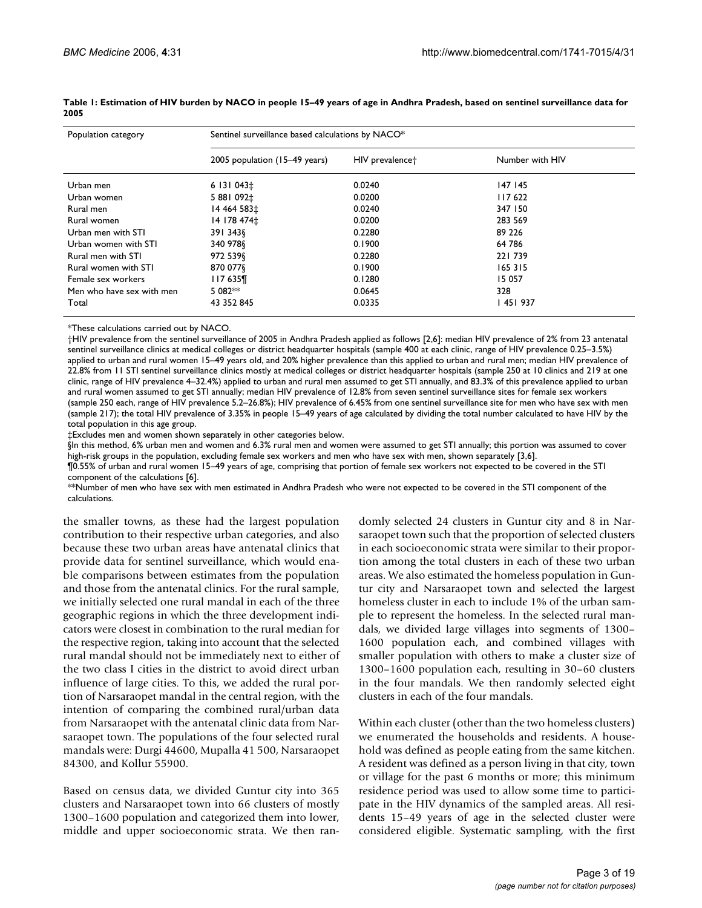**Table 1: Estimation of HIV burden by NACO in people 15–49 years of age in Andhra Pradesh, based on sentinel surveillance data for 2005**

| Population category | Sentinel surveillance based calculations by NACO* | | |
|---|---|---|---|
| | 2005 population (15–49 years) | HIV prevalence† | Number with HIV |
| Urban men | 6 131 043‡ | 0.0240 | 147 145 |
| Urban women | 5 881 092‡ | 0.0200 | 117 622 |
| Rural men | 14 464 583‡ | 0.0240 | 347 150 |
| Rural women | 14 178 474‡ | 0.0200 | 283 569 |
| Urban men with STI | 391 343§ | 0.2280 | 89 226 |
| Urban women with STI | 340 978§ | 0.1900 | 64 786 |
| Rural men with STI | 972 539§ | 0.2280 | 221 739 |
| Rural women with STI | 870 077§ | 0.1900 | 165 315 |
| Female sex workers | 117 635¶ | 0.1280 | 15 057 |
| Men who have sex with men | 5 082** | 0.0645 | 328 |
| Total | 43 352 845 | 0.0335 | 1 451 937 |

*These calculations carried out by NACO.
†HIV prevalence from the sentinel surveillance of 2005 in Andhra Pradesh applied as follows [2,6]: median HIV prevalence of 2% from 23 antenatal sentinel surveillance clinics at medical colleges or district headquarter hospitals (sample 400 at each clinic, range of HIV prevalence 0.25–3.5%) applied to urban and rural women 15–49 years old, and 20% higher prevalence than this applied to urban and rural men; median HIV prevalence of 22.8% from 11 STI sentinel surveillance clinics mostly at medical colleges or district headquarter hospitals (sample 250 at 10 clinics and 219 at one clinic, range of HIV prevalence 4–32.4%) applied to urban and rural men assumed to get STI annually, and 83.3% of this prevalence applied to urban and rural women assumed to get STI annually; median HIV prevalence of 12.8% from seven sentinel surveillance sites for female sex workers (sample 250 each, range of HIV prevalence 5.2–26.8%); HIV prevalence of 6.45% from one sentinel surveillance site for men who have sex with men (sample 217); the total HIV prevalence of 3.35% in people 15–49 years of age calculated by dividing the total number calculated to have HIV by the total population in this age group.
‡Excludes men and women shown separately in other categories below.
§In this method, 6% urban men and women and 6.3% rural men and women were assumed to get STI annually; this portion was assumed to cover high-risk groups in the population, excluding female sex workers and men who have sex with men, shown separately [3,6].
¶0.55% of urban and rural women 15–49 years of age, comprising that portion of female sex workers not expected to be covered in the STI component of the calculations [6].
**Number of men who have sex with men estimated in Andhra Pradesh who were not expected to be covered in the STI component of the calculations.

the smaller towns, as these had the largest population contribution to their respective urban categories, and also because these two urban areas have antenatal clinics that provide data for sentinel surveillance, which would enable comparisons between estimates from the population and those from the antenatal clinics. For the rural sample, we initially selected one rural mandal in each of the three geographic regions in which the three development indicators were closest in combination to the rural median for the respective region, taking into account that the selected rural mandal should not be immediately next to either of the two class I cities in the district to avoid direct urban influence of large cities. To this, we added the rural portion of Narsaraopet mandal in the central region, with the intention of comparing the combined rural/urban data from Narsaraopet with the antenatal clinic data from Narsaraopet town. The populations of the four selected rural mandals were: Durgi 44600, Mupalla 41 500, Narsaraopet 84300, and Kollur 55900.

Based on census data, we divided Guntur city into 365 clusters and Narsaraopet town into 66 clusters of mostly 1300–1600 population and categorized them into lower, middle and upper socioeconomic strata. We then randomly selected 24 clusters in Guntur city and 8 in Narsaraopet town such that the proportion of selected clusters in each socioeconomic strata were similar to their proportion among the total clusters in each of these two urban areas. We also estimated the homeless population in Guntur city and Narsaraopet town and selected the largest homeless cluster in each to include 1% of the urban sample to represent the homeless. In the selected rural mandals, we divided large villages into segments of 1300–1600 population each, and combined villages with smaller population with others to make a cluster size of 1300–1600 population each, resulting in 30–60 clusters in the four mandals. We then randomly selected eight clusters in each of the four mandals.

Within each cluster (other than the two homeless clusters) we enumerated the households and residents. A household was defined as people eating from the same kitchen. A resident was defined as a person living in that city, town or village for the past 6 months or more; this minimum residence period was used to allow some time to participate in the HIV dynamics of the sampled areas. All residents 15–49 years of age in the selected cluster were considered eligible. Systematic sampling, with the first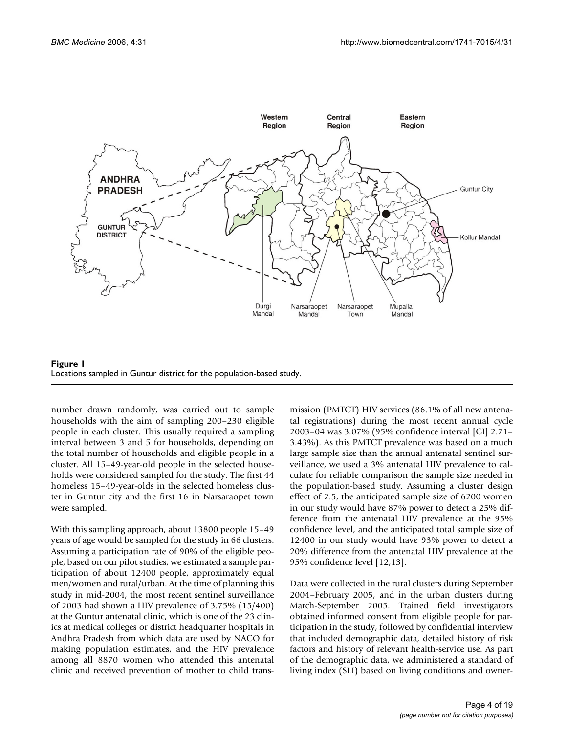**Figure 1**
Locations sampled in Guntur district for the population-based study.

number drawn randomly, was carried out to sample households with the aim of sampling 200–230 eligible people in each cluster. This usually required a sampling interval between 3 and 5 for households, depending on the total number of households and eligible people in a cluster. All 15–49-year-old people in the selected households were considered sampled for the study. The first 44 homeless 15–49-year-olds in the selected homeless cluster in Guntur city and the first 16 in Narsaraopet town were sampled.

With this sampling approach, about 13800 people 15–49 years of age would be sampled for the study in 66 clusters. Assuming a participation rate of 90% of the eligible people, based on our pilot studies, we estimated a sample participation of about 12400 people, approximately equal men/women and rural/urban. At the time of planning this study in mid-2004, the most recent sentinel surveillance of 2003 had shown a HIV prevalence of 3.75% (15/400) at the Guntur antenatal clinic, which is one of the 23 clinics at medical colleges or district headquarter hospitals in Andhra Pradesh from which data are used by NACO for making population estimates, and the HIV prevalence among all 8870 women who attended this antenatal clinic and received prevention of mother to child transmission (PMTCT) HIV services (86.1% of all new antenatal registrations) during the most recent annual cycle 2003–04 was 3.07% (95% confidence interval [CI] 2.71–3.43%). As this PMTCT prevalence was based on a much large sample size than the annual antenatal sentinel surveillance, we used a 3% antenatal HIV prevalence to calculate for reliable comparison the sample size needed in the population-based study. Assuming a cluster design effect of 2.5, the anticipated sample size of 6200 women in our study would have 87% power to detect a 25% difference from the antenatal HIV prevalence at the 95% confidence level, and the anticipated total sample size of 12400 in our study would have 93% power to detect a 20% difference from the antenatal HIV prevalence at the 95% confidence level [12,13].

Data were collected in the rural clusters during September 2004–February 2005, and in the urban clusters during March-September 2005. Trained field investigators obtained informed consent from eligible people for participation in the study, followed by confidential interview that included demographic data, detailed history of risk factors and history of relevant health-service use. As part of the demographic data, we administered a standard of living index (SLI) based on living conditions and owner-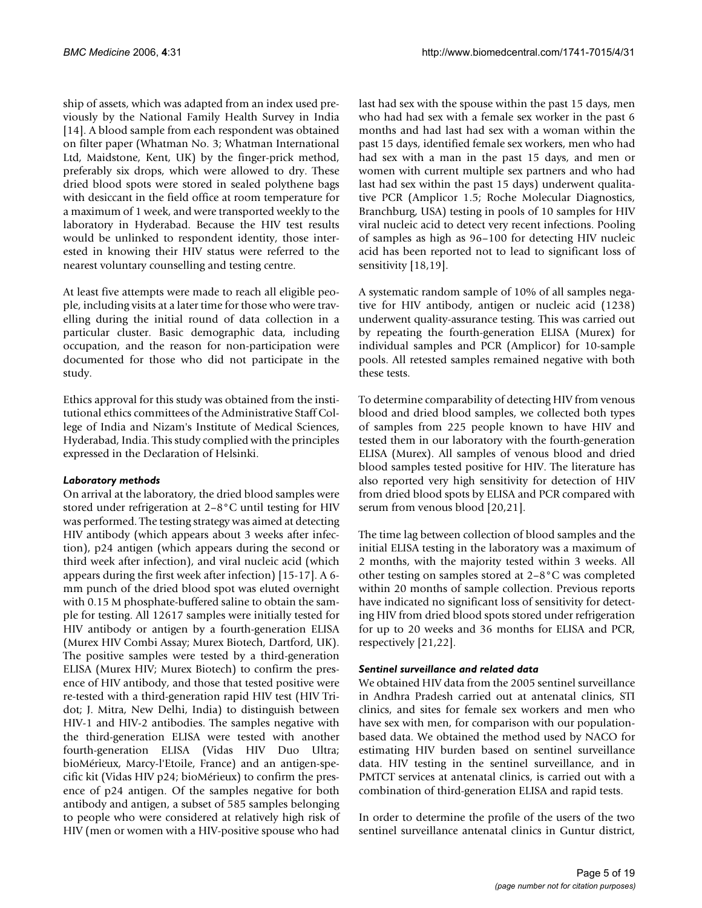ship of assets, which was adapted from an index used previously by the National Family Health Survey in India [14]. A blood sample from each respondent was obtained on filter paper (Whatman No. 3; Whatman International Ltd, Maidstone, Kent, UK) by the finger-prick method, preferably six drops, which were allowed to dry. These dried blood spots were stored in sealed polythene bags with desiccant in the field office at room temperature for a maximum of 1 week, and were transported weekly to the laboratory in Hyderabad. Because the HIV test results would be unlinked to respondent identity, those interested in knowing their HIV status were referred to the nearest voluntary counselling and testing centre.

At least five attempts were made to reach all eligible people, including visits at a later time for those who were travelling during the initial round of data collection in a particular cluster. Basic demographic data, including occupation, and the reason for non-participation were documented for those who did not participate in the study.

Ethics approval for this study was obtained from the institutional ethics committees of the Administrative Staff College of India and Nizam's Institute of Medical Sciences, Hyderabad, India. This study complied with the principles expressed in the Declaration of Helsinki.

### *Laboratory methods*

On arrival at the laboratory, the dried blood samples were stored under refrigeration at 2–8°C until testing for HIV was performed. The testing strategy was aimed at detecting HIV antibody (which appears about 3 weeks after infection), p24 antigen (which appears during the second or third week after infection), and viral nucleic acid (which appears during the first week after infection) [15-17]. A 6-mm punch of the dried blood spot was eluted overnight with 0.15 M phosphate-buffered saline to obtain the sample for testing. All 12617 samples were initially tested for HIV antibody or antigen by a fourth-generation ELISA (Murex HIV Combi Assay; Murex Biotech, Dartford, UK). The positive samples were tested by a third-generation ELISA (Murex HIV; Murex Biotech) to confirm the presence of HIV antibody, and those that tested positive were re-tested with a third-generation rapid HIV test (HIV Tridot; J. Mitra, New Delhi, India) to distinguish between HIV-1 and HIV-2 antibodies. The samples negative with the third-generation ELISA were tested with another fourth-generation ELISA (Vidas HIV Duo Ultra; bioMérieux, Marcy-l'Etoile, France) and an antigen-specific kit (Vidas HIV p24; bioMérieux) to confirm the presence of p24 antigen. Of the samples negative for both antibody and antigen, a subset of 585 samples belonging to people who were considered at relatively high risk of HIV (men or women with a HIV-positive spouse who had last had sex with the spouse within the past 15 days, men who had had sex with a female sex worker in the past 6 months and had last had sex with a woman within the past 15 days, identified female sex workers, men who had had sex with a man in the past 15 days, and men or women with current multiple sex partners and who had last had sex within the past 15 days) underwent qualitative PCR (Amplicor 1.5; Roche Molecular Diagnostics, Branchburg, USA) testing in pools of 10 samples for HIV viral nucleic acid to detect very recent infections. Pooling of samples as high as 96–100 for detecting HIV nucleic acid has been reported not to lead to significant loss of sensitivity [18,19].

A systematic random sample of 10% of all samples negative for HIV antibody, antigen or nucleic acid (1238) underwent quality-assurance testing. This was carried out by repeating the fourth-generation ELISA (Murex) for individual samples and PCR (Amplicor) for 10-sample pools. All retested samples remained negative with both these tests.

To determine comparability of detecting HIV from venous blood and dried blood samples, we collected both types of samples from 225 people known to have HIV and tested them in our laboratory with the fourth-generation ELISA (Murex). All samples of venous blood and dried blood samples tested positive for HIV. The literature has also reported very high sensitivity for detection of HIV from dried blood spots by ELISA and PCR compared with serum from venous blood [20,21].

The time lag between collection of blood samples and the initial ELISA testing in the laboratory was a maximum of 2 months, with the majority tested within 3 weeks. All other testing on samples stored at 2–8°C was completed within 20 months of sample collection. Previous reports have indicated no significant loss of sensitivity for detecting HIV from dried blood spots stored under refrigeration for up to 20 weeks and 36 months for ELISA and PCR, respectively [21,22].

### *Sentinel surveillance and related data*

We obtained HIV data from the 2005 sentinel surveillance in Andhra Pradesh carried out at antenatal clinics, STI clinics, and sites for female sex workers and men who have sex with men, for comparison with our population-based data. We obtained the method used by NACO for estimating HIV burden based on sentinel surveillance data. HIV testing in the sentinel surveillance, and in PMTCT services at antenatal clinics, is carried out with a combination of third-generation ELISA and rapid tests.

In order to determine the profile of the users of the two sentinel surveillance antenatal clinics in Guntur district,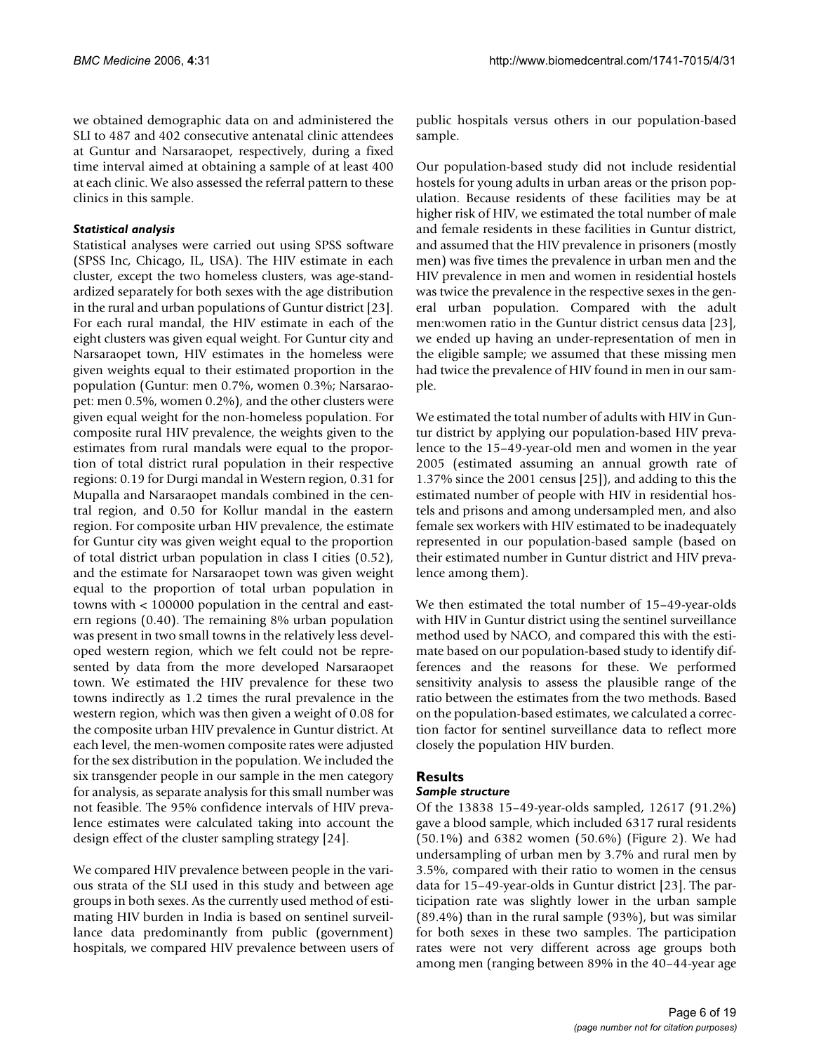we obtained demographic data on and administered the SLI to 487 and 402 consecutive antenatal clinic attendees at Guntur and Narsaraopet, respectively, during a fixed time interval aimed at obtaining a sample of at least 400 at each clinic. We also assessed the referral pattern to these clinics in this sample.

### *Statistical analysis*

Statistical analyses were carried out using SPSS software (SPSS Inc, Chicago, IL, USA). The HIV estimate in each cluster, except the two homeless clusters, was age-standardized separately for both sexes with the age distribution in the rural and urban populations of Guntur district [23]. For each rural mandal, the HIV estimate in each of the eight clusters was given equal weight. For Guntur city and Narsaraopet town, HIV estimates in the homeless were given weights equal to their estimated proportion in the population (Guntur: men 0.7%, women 0.3%; Narsaraopet: men 0.5%, women 0.2%), and the other clusters were given equal weight for the non-homeless population. For composite rural HIV prevalence, the weights given to the estimates from rural mandals were equal to the proportion of total district rural population in their respective regions: 0.19 for Durgi mandal in Western region, 0.31 for Mupalla and Narsaraopet mandals combined in the central region, and 0.50 for Kollur mandal in the eastern region. For composite urban HIV prevalence, the estimate for Guntur city was given weight equal to the proportion of total district urban population in class I cities (0.52), and the estimate for Narsaraopet town was given weight equal to the proportion of total urban population in towns with < 100000 population in the central and eastern regions (0.40). The remaining 8% urban population was present in two small towns in the relatively less developed western region, which we felt could not be represented by data from the more developed Narsaraopet town. We estimated the HIV prevalence for these two towns indirectly as 1.2 times the rural prevalence in the western region, which was then given a weight of 0.08 for the composite urban HIV prevalence in Guntur district. At each level, the men-women composite rates were adjusted for the sex distribution in the population. We included the six transgender people in our sample in the men category for analysis, as separate analysis for this small number was not feasible. The 95% confidence intervals of HIV prevalence estimates were calculated taking into account the design effect of the cluster sampling strategy [24].

We compared HIV prevalence between people in the various strata of the SLI used in this study and between age groups in both sexes. As the currently used method of estimating HIV burden in India is based on sentinel surveillance data predominantly from public (government) hospitals, we compared HIV prevalence between users of public hospitals versus others in our population-based sample.

Our population-based study did not include residential hostels for young adults in urban areas or the prison population. Because residents of these facilities may be at higher risk of HIV, we estimated the total number of male and female residents in these facilities in Guntur district, and assumed that the HIV prevalence in prisoners (mostly men) was five times the prevalence in urban men and the HIV prevalence in men and women in residential hostels was twice the prevalence in the respective sexes in the general urban population. Compared with the adult men:women ratio in the Guntur district census data [23], we ended up having an under-representation of men in the eligible sample; we assumed that these missing men had twice the prevalence of HIV found in men in our sample.

We estimated the total number of adults with HIV in Guntur district by applying our population-based HIV prevalence to the 15–49-year-old men and women in the year 2005 (estimated assuming an annual growth rate of 1.37% since the 2001 census [25]), and adding to this the estimated number of people with HIV in residential hostels and prisons and among undersampled men, and also female sex workers with HIV estimated to be inadequately represented in our population-based sample (based on their estimated number in Guntur district and HIV prevalence among them).

We then estimated the total number of 15–49-year-olds with HIV in Guntur district using the sentinel surveillance method used by NACO, and compared this with the estimate based on our population-based study to identify differences and the reasons for these. We performed sensitivity analysis to assess the plausible range of the ratio between the estimates from the two methods. Based on the population-based estimates, we calculated a correction factor for sentinel surveillance data to reflect more closely the population HIV burden.

## Results

### *Sample structure*

Of the 13838 15–49-year-olds sampled, 12617 (91.2%) gave a blood sample, which included 6317 rural residents (50.1%) and 6382 women (50.6%) (Figure 2). We had undersampling of urban men by 3.7% and rural men by 3.5%, compared with their ratio to women in the census data for 15–49-year-olds in Guntur district [23]. The participation rate was slightly lower in the urban sample (89.4%) than in the rural sample (93%), but was similar for both sexes in these two samples. The participation rates were not very different across age groups both among men (ranging between 89% in the 40–44-year age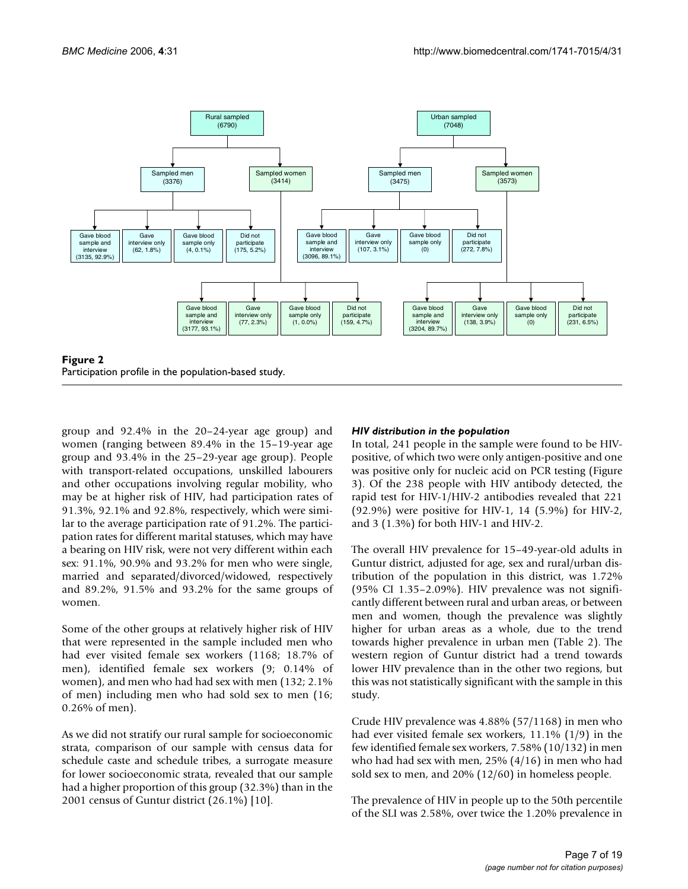**Figure 2**
Participation profile in the population-based study.

group and 92.4% in the 20–24-year age group) and women (ranging between 89.4% in the 15–19-year age group and 93.4% in the 25–29-year age group). People with transport-related occupations, unskilled labourers and other occupations involving regular mobility, who may be at higher risk of HIV, had participation rates of 91.3%, 92.1% and 92.8%, respectively, which were similar to the average participation rate of 91.2%. The participation rates for different marital statuses, which may have a bearing on HIV risk, were not very different within each sex: 91.1%, 90.9% and 93.2% for men who were single, married and separated/divorced/widowed, respectively and 89.2%, 91.5% and 93.2% for the same groups of women.

Some of the other groups at relatively higher risk of HIV that were represented in the sample included men who had ever visited female sex workers (1168; 18.7% of men), identified female sex workers (9; 0.14% of women), and men who had had sex with men (132; 2.1% of men) including men who had sold sex to men (16; 0.26% of men).

As we did not stratify our rural sample for socioeconomic strata, comparison of our sample with census data for schedule caste and schedule tribes, a surrogate measure for lower socioeconomic strata, revealed that our sample had a higher proportion of this group (32.3%) than in the 2001 census of Guntur district (26.1%) [10].

### *HIV distribution in the population*

In total, 241 people in the sample were found to be HIV-positive, of which two were only antigen-positive and one was positive only for nucleic acid on PCR testing (Figure 3). Of the 238 people with HIV antibody detected, the rapid test for HIV-1/HIV-2 antibodies revealed that 221 (92.9%) were positive for HIV-1, 14 (5.9%) for HIV-2, and 3 (1.3%) for both HIV-1 and HIV-2.

The overall HIV prevalence for 15–49-year-old adults in Guntur district, adjusted for age, sex and rural/urban distribution of the population in this district, was 1.72% (95% CI 1.35–2.09%). HIV prevalence was not significantly different between rural and urban areas, or between men and women, though the prevalence was slightly higher for urban areas as a whole, due to the trend towards higher prevalence in urban men (Table 2). The western region of Guntur district had a trend towards lower HIV prevalence than in the other two regions, but this was not statistically significant with the sample in this study.

Crude HIV prevalence was 4.88% (57/1168) in men who had ever visited female sex workers, 11.1% (1/9) in the few identified female sex workers, 7.58% (10/132) in men who had had sex with men, 25% (4/16) in men who had sold sex to men, and 20% (12/60) in homeless people.

The prevalence of HIV in people up to the 50th percentile of the SLI was 2.58%, over twice the 1.20% prevalence in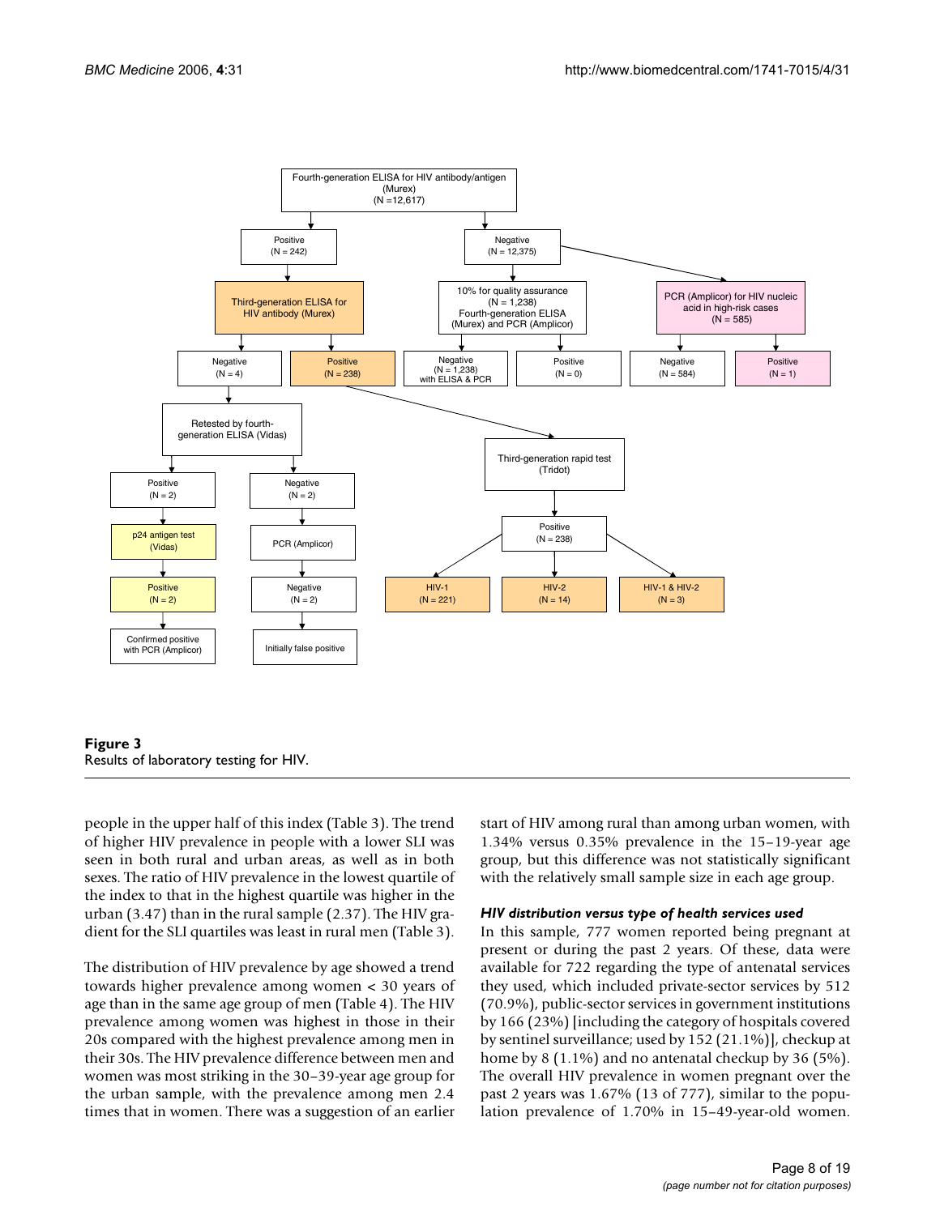**Figure 3**
Results of laboratory testing for HIV.

people in the upper half of this index (Table 3). The trend of higher HIV prevalence in people with a lower SLI was seen in both rural and urban areas, as well as in both sexes. The ratio of HIV prevalence in the lowest quartile of the index to that in the highest quartile was higher in the urban (3.47) than in the rural sample (2.37). The HIV gradient for the SLI quartiles was least in rural men (Table 3).

The distribution of HIV prevalence by age showed a trend towards higher prevalence among women < 30 years of age than in the same age group of men (Table 4). The HIV prevalence among women was highest in those in their 20s compared with the highest prevalence among men in their 30s. The HIV prevalence difference between men and women was most striking in the 30–39-year age group for the urban sample, with the prevalence among men 2.4 times that in women. There was a suggestion of an earlier start of HIV among rural than among urban women, with 1.34% versus 0.35% prevalence in the 15–19-year age group, but this difference was not statistically significant with the relatively small sample size in each age group.

### *HIV distribution versus type of health services used*

In this sample, 777 women reported being pregnant at present or during the past 2 years. Of these, data were available for 722 regarding the type of antenatal services they used, which included private-sector services by 512 (70.9%), public-sector services in government institutions by 166 (23%) [including the category of hospitals covered by sentinel surveillance; used by 152 (21.1%)], checkup at home by 8 (1.1%) and no antenatal checkup by 36 (5%). The overall HIV prevalence in women pregnant over the past 2 years was 1.67% (13 of 777), similar to the population prevalence of 1.70% in 15–49-year-old women.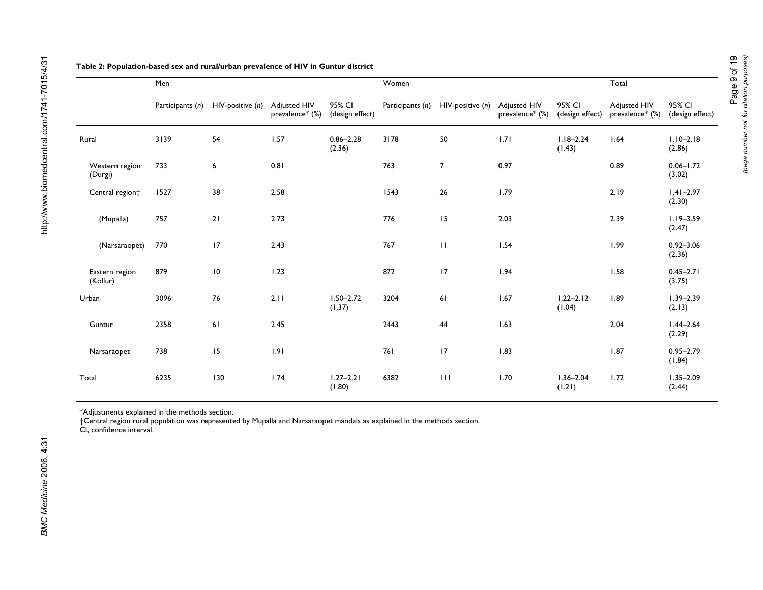**Table 2: Population-based sex and rural/urban prevalence of HIV in Guntur district**

| | Men | | | | Women | | | | Total | |
|---|---|---|---|---|---|---|---|---|---|---|
| | Participants (*n*) | HIV-positive (*n*) | Adjusted HIV prevalence* (%) | 95% CI (design effect) | Participants (*n*) | HIV-positive (*n*) | Adjusted HIV prevalence* (%) | 95% CI (design effect) | Adjusted HIV prevalence* (%) | 95% CI (design effect) |
| Rural | 3139 | 54 | 1.57 | 0.86–2.28 (2.36) | 3178 | 50 | 1.71 | 1.18–2.24 (1.43) | 1.64 | 1.10–2.18 (2.86) |
| Western region (Durgi) | 733 | 6 | 0.81 | | 763 | 7 | 0.97 | | 0.89 | 0.06–1.72 (3.02) |
| Central region† | 1527 | 38 | 2.58 | | 1543 | 26 | 1.79 | | 2.19 | 1.41–2.97 (2.30) |
| (Mupalla) | 757 | 21 | 2.73 | | 776 | 15 | 2.03 | | 2.39 | 1.19–3.59 (2.47) |
| (Narsaraopet) | 770 | 17 | 2.43 | | 767 | 11 | 1.54 | | 1.99 | 0.92–3.06 (2.36) |
| Eastern region (Kollur) | 879 | 10 | 1.23 | | 872 | 17 | 1.94 | | 1.58 | 0.45–2.71 (3.75) |
| Urban | 3096 | 76 | 2.11 | 1.50–2.72 (1.37) | 3204 | 61 | 1.67 | 1.22–2.12 (1.04) | 1.89 | 1.39–2.39 (2.13) |
| Guntur | 2358 | 61 | 2.45 | | 2443 | 44 | 1.63 | | 2.04 | 1.44–2.64 (2.29) |
| Narsaraopet | 738 | 15 | 1.91 | | 761 | 17 | 1.83 | | 1.87 | 0.95–2.79 (1.84) |
| Total | 6235 | 130 | 1.74 | 1.27–2.21 (1.80) | 6382 | 111 | 1.70 | 1.36–2.04 (1.21) | 1.72 | 1.35–2.09 (2.44) |

*Adjustments explained in the methods section.
†Central region rural population was represented by Mupalla and Narsaraopet mandals as explained in the methods section.
CI, confidence interval.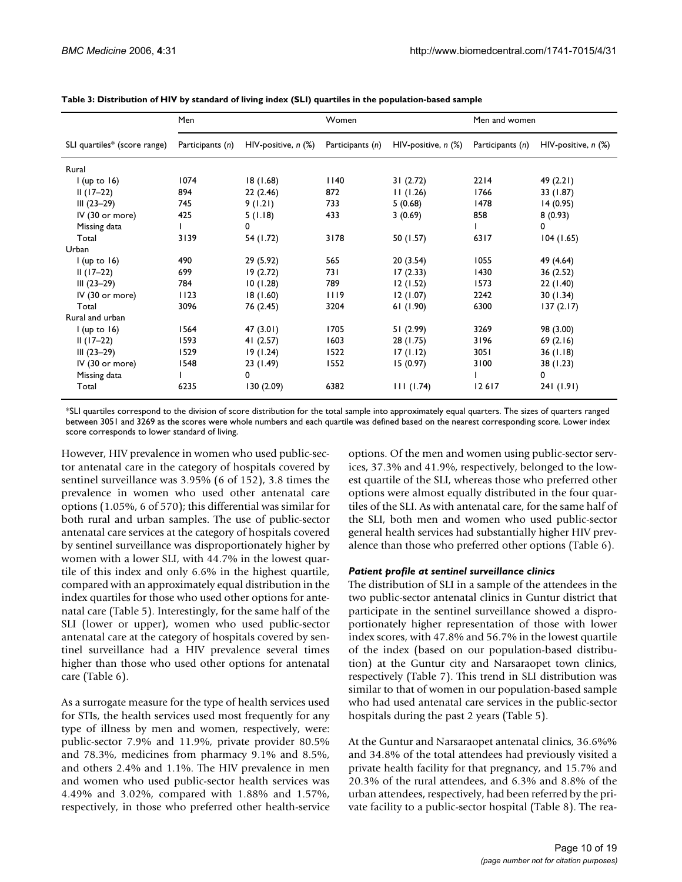**Table 3: Distribution of HIV by standard of living index (SLI) quartiles in the population-based sample**

| | Men | | Women | | Men and women | |
|---|---|---|---|---|---|---|
| SLI quartiles* (score range) | Participants (*n*) | HIV-positive, *n* (%) | Participants (*n*) | HIV-positive, *n* (%) | Participants (*n*) | HIV-positive, *n* (%) |
| Rural | | | | | | |
| I (up to 16) | 1074 | 18 (1.68) | 1140 | 31 (2.72) | 2214 | 49 (2.21) |
| II (17–22) | 894 | 22 (2.46) | 872 | 11 (1.26) | 1766 | 33 (1.87) |
| III (23–29) | 745 | 9 (1.21) | 733 | 5 (0.68) | 1478 | 14 (0.95) |
| IV (30 or more) | 425 | 5 (1.18) | 433 | 3 (0.69) | 858 | 8 (0.93) |
| Missing data | 1 | 0 | | | 1 | 0 |
| Total | 3139 | 54 (1.72) | 3178 | 50 (1.57) | 6317 | 104 (1.65) |
| Urban | | | | | | |
| I (up to 16) | 490 | 29 (5.92) | 565 | 20 (3.54) | 1055 | 49 (4.64) |
| II (17–22) | 699 | 19 (2.72) | 731 | 17 (2.33) | 1430 | 36 (2.52) |
| III (23–29) | 784 | 10 (1.28) | 789 | 12 (1.52) | 1573 | 22 (1.40) |
| IV (30 or more) | 1123 | 18 (1.60) | 1119 | 12 (1.07) | 2242 | 30 (1.34) |
| Total | 3096 | 76 (2.45) | 3204 | 61 (1.90) | 6300 | 137 (2.17) |
| Rural and urban | | | | | | |
| I (up to 16) | 1564 | 47 (3.01) | 1705 | 51 (2.99) | 3269 | 98 (3.00) |
| II (17–22) | 1593 | 41 (2.57) | 1603 | 28 (1.75) | 3196 | 69 (2.16) |
| III (23–29) | 1529 | 19 (1.24) | 1522 | 17 (1.12) | 3051 | 36 (1.18) |
| IV (30 or more) | 1548 | 23 (1.49) | 1552 | 15 (0.97) | 3100 | 38 (1.23) |
| Missing data | 1 | 0 | | | 1 | 0 |
| Total | 6235 | 130 (2.09) | 6382 | 111 (1.74) | 12 617 | 241 (1.91) |

*SLI quartiles correspond to the division of score distribution for the total sample into approximately equal quarters. The sizes of quarters ranged between 3051 and 3269 as the scores were whole numbers and each quartile was defined based on the nearest corresponding score. Lower index score corresponds to lower standard of living.

However, HIV prevalence in women who used public-sector antenatal care in the category of hospitals covered by sentinel surveillance was 3.95% (6 of 152), 3.8 times the prevalence in women who used other antenatal care options (1.05%, 6 of 570); this differential was similar for both rural and urban samples. The use of public-sector antenatal care services at the category of hospitals covered by sentinel surveillance was disproportionately higher by women with a lower SLI, with 44.7% in the lowest quartile of this index and only 6.6% in the highest quartile, compared with an approximately equal distribution in the index quartiles for those who used other options for antenatal care (Table 5). Interestingly, for the same half of the SLI (lower or upper), women who used public-sector antenatal care at the category of hospitals covered by sentinel surveillance had a HIV prevalence several times higher than those who used other options for antenatal care (Table 6).

As a surrogate measure for the type of health services used for STIs, the health services used most frequently for any type of illness by men and women, respectively, were: public-sector 7.9% and 11.9%, private provider 80.5% and 78.3%, medicines from pharmacy 9.1% and 8.5%, and others 2.4% and 1.1%. The HIV prevalence in men and women who used public-sector health services was 4.49% and 3.02%, compared with 1.88% and 1.57%, respectively, in those who preferred other health-service options. Of the men and women using public-sector services, 37.3% and 41.9%, respectively, belonged to the lowest quartile of the SLI, whereas those who preferred other options were almost equally distributed in the four quartiles of the SLI. As with antenatal care, for the same half of the SLI, both men and women who used public-sector general health services had substantially higher HIV prevalence than those who preferred other options (Table 6).

### *Patient profile at sentinel surveillance clinics*

The distribution of SLI in a sample of the attendees in the two public-sector antenatal clinics in Guntur district that participate in the sentinel surveillance showed a disproportionately higher representation of those with lower index scores, with 47.8% and 56.7% in the lowest quartile of the index (based on our population-based distribution) at the Guntur city and Narsaraopet town clinics, respectively (Table 7). This trend in SLI distribution was similar to that of women in our population-based sample who had used antenatal care services in the public-sector hospitals during the past 2 years (Table 5).

At the Guntur and Narsaraopet antenatal clinics, 36.6%% and 34.8% of the total attendees had previously visited a private health facility for that pregnancy, and 15.7% and 20.3% of the rural attendees, and 6.3% and 8.8% of the urban attendees, respectively, had been referred by the private facility to a public-sector hospital (Table 8). The rea-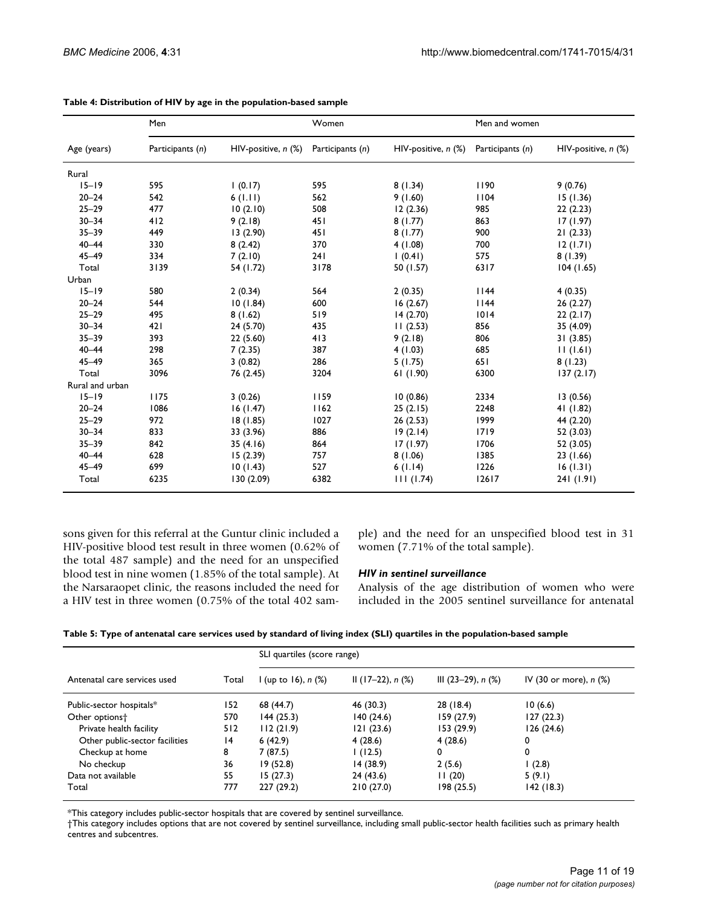**Table 4: Distribution of HIV by age in the population-based sample**

| | Men | | Women | | Men and women | |
|---|---|---|---|---|---|---|
| Age (years) | Participants (*n*) | HIV-positive, *n* (%) | Participants (*n*) | HIV-positive, *n* (%) | Participants (*n*) | HIV-positive, *n* (%) |
| Rural | | | | | | |
| 15–19 | 595 | 1 (0.17) | 595 | 8 (1.34) | 1190 | 9 (0.76) |
| 20–24 | 542 | 6 (1.11) | 562 | 9 (1.60) | 1104 | 15 (1.36) |
| 25–29 | 477 | 10 (2.10) | 508 | 12 (2.36) | 985 | 22 (2.23) |
| 30–34 | 412 | 9 (2.18) | 451 | 8 (1.77) | 863 | 17 (1.97) |
| 35–39 | 449 | 13 (2.90) | 451 | 8 (1.77) | 900 | 21 (2.33) |
| 40–44 | 330 | 8 (2.42) | 370 | 4 (1.08) | 700 | 12 (1.71) |
| 45–49 | 334 | 7 (2.10) | 241 | 1 (0.41) | 575 | 8 (1.39) |
| Total | 3139 | 54 (1.72) | 3178 | 50 (1.57) | 6317 | 104 (1.65) |
| Urban | | | | | | |
| 15–19 | 580 | 2 (0.34) | 564 | 2 (0.35) | 1144 | 4 (0.35) |
| 20–24 | 544 | 10 (1.84) | 600 | 16 (2.67) | 1144 | 26 (2.27) |
| 25–29 | 495 | 8 (1.62) | 519 | 14 (2.70) | 1014 | 22 (2.17) |
| 30–34 | 421 | 24 (5.70) | 435 | 11 (2.53) | 856 | 35 (4.09) |
| 35–39 | 393 | 22 (5.60) | 413 | 9 (2.18) | 806 | 31 (3.85) |
| 40–44 | 298 | 7 (2.35) | 387 | 4 (1.03) | 685 | 11 (1.61) |
| 45–49 | 365 | 3 (0.82) | 286 | 5 (1.75) | 651 | 8 (1.23) |
| Total | 3096 | 76 (2.45) | 3204 | 61 (1.90) | 6300 | 137 (2.17) |
| Rural and urban | | | | | | |
| 15–19 | 1175 | 3 (0.26) | 1159 | 10 (0.86) | 2334 | 13 (0.56) |
| 20–24 | 1086 | 16 (1.47) | 1162 | 25 (2.15) | 2248 | 41 (1.82) |
| 25–29 | 972 | 18 (1.85) | 1027 | 26 (2.53) | 1999 | 44 (2.20) |
| 30–34 | 833 | 33 (3.96) | 886 | 19 (2.14) | 1719 | 52 (3.03) |
| 35–39 | 842 | 35 (4.16) | 864 | 17 (1.97) | 1706 | 52 (3.05) |
| 40–44 | 628 | 15 (2.39) | 757 | 8 (1.06) | 1385 | 23 (1.66) |
| 45–49 | 699 | 10 (1.43) | 527 | 6 (1.14) | 1226 | 16 (1.31) |
| Total | 6235 | 130 (2.09) | 6382 | 111 (1.74) | 12617 | 241 (1.91) |

sons given for this referral at the Guntur clinic included a HIV-positive blood test result in three women (0.62% of the total 487 sample) and the need for an unspecified blood test in nine women (1.85% of the total sample). At the Narsaraopet clinic, the reasons included the need for a HIV test in three women (0.75% of the total 402 sample) and the need for an unspecified blood test in 31 women (7.71% of the total sample).

### *HIV in sentinel surveillance*

Analysis of the age distribution of women who were included in the 2005 sentinel surveillance for antenatal

**Table 5: Type of antenatal care services used by standard of living index (SLI) quartiles in the population-based sample**

| | | SLI quartiles (score range) | | | |
|---|---|---|---|---|---|
| Antenatal care services used | Total | I (up to 16), *n* (%) | II (17–22), *n* (%) | III (23–29), *n* (%) | IV (30 or more), *n* (%) |
| Public-sector hospitals* | 152 | 68 (44.7) | 46 (30.3) | 28 (18.4) | 10 (6.6) |
| Other options† | 570 | 144 (25.3) | 140 (24.6) | 159 (27.9) | 127 (22.3) |
| Private health facility | 512 | 112 (21.9) | 121 (23.6) | 153 (29.9) | 126 (24.6) |
| Other public-sector facilities | 14 | 6 (42.9) | 4 (28.6) | 4 (28.6) | 0 |
| Checkup at home | 8 | 7 (87.5) | 1 (12.5) | 0 | 0 |
| No checkup | 36 | 19 (52.8) | 14 (38.9) | 2 (5.6) | 1 (2.8) |
| Data not available | 55 | 15 (27.3) | 24 (43.6) | 11 (20) | 5 (9.1) |
| Total | 777 | 227 (29.2) | 210 (27.0) | 198 (25.5) | 142 (18.3) |

*This category includes public-sector hospitals that are covered by sentinel surveillance.
†This category includes options that are not covered by sentinel surveillance, including small public-sector health facilities such as primary health centres and subcentres.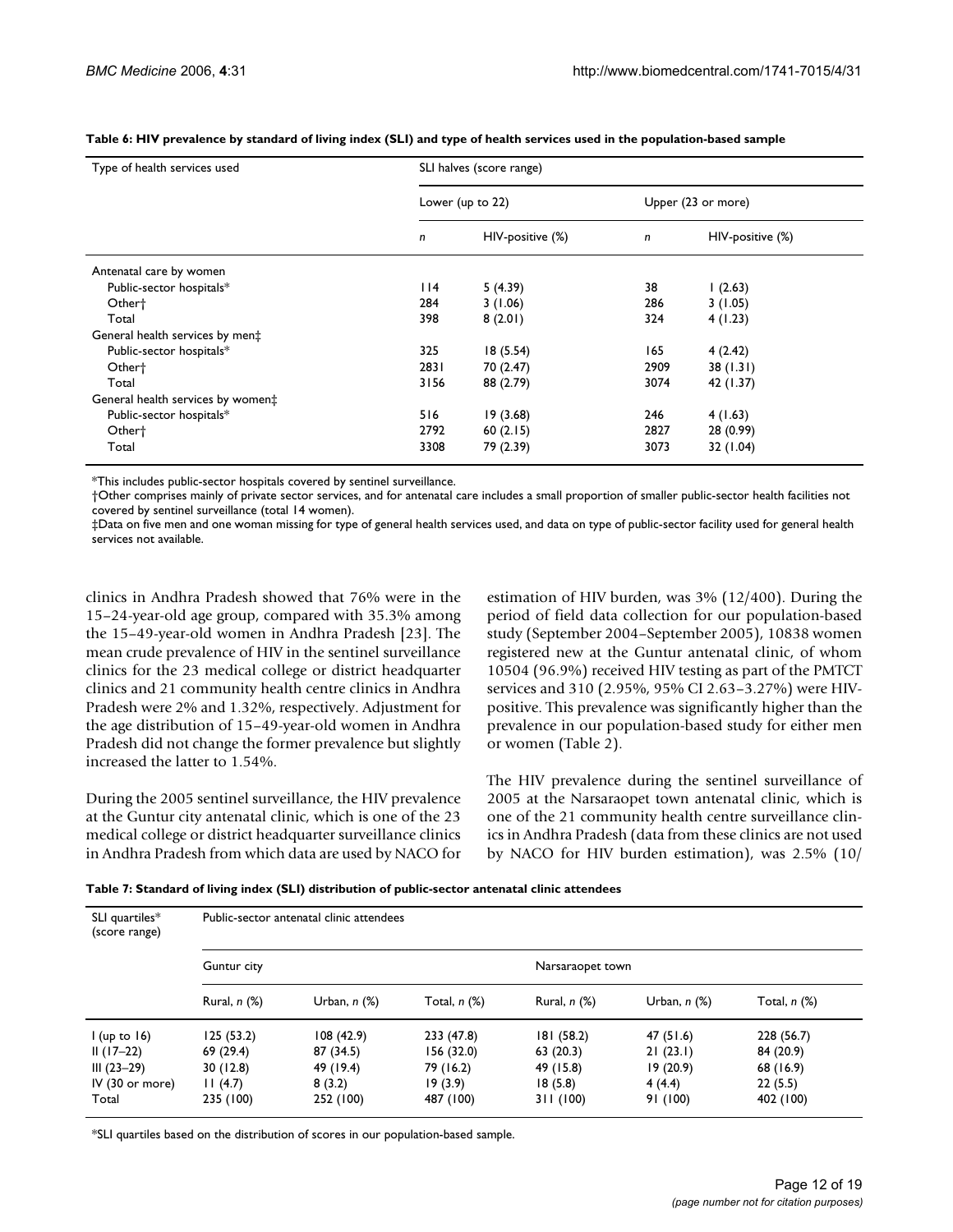**Table 6: HIV prevalence by standard of living index (SLI) and type of health services used in the population-based sample**

| Type of health services used | SLI halves (score range) | | | |
|---|---|---|---|---|
| | Lower (up to 22) | | Upper (23 or more) | |
| | *n* | HIV-positive (%) | *n* | HIV-positive (%) |
| Antenatal care by women | | | | |
| Public-sector hospitals* | 114 | 5 (4.39) | 38 | 1 (2.63) |
| Other† | 284 | 3 (1.06) | 286 | 3 (1.05) |
| Total | 398 | 8 (2.01) | 324 | 4 (1.23) |
| General health services by men‡ | | | | |
| Public-sector hospitals* | 325 | 18 (5.54) | 165 | 4 (2.42) |
| Other† | 2831 | 70 (2.47) | 2909 | 38 (1.31) |
| Total | 3156 | 88 (2.79) | 3074 | 42 (1.37) |
| General health services by women‡ | | | | |
| Public-sector hospitals* | 516 | 19 (3.68) | 246 | 4 (1.63) |
| Other† | 2792 | 60 (2.15) | 2827 | 28 (0.99) |
| Total | 3308 | 79 (2.39) | 3073 | 32 (1.04) |

*This includes public-sector hospitals covered by sentinel surveillance.
†Other comprises mainly of private sector services, and for antenatal care includes a small proportion of smaller public-sector health facilities not covered by sentinel surveillance (total 14 women).
‡Data on five men and one woman missing for type of general health services used, and data on type of public-sector facility used for general health services not available.

clinics in Andhra Pradesh showed that 76% were in the 15–24-year-old age group, compared with 35.3% among the 15–49-year-old women in Andhra Pradesh [23]. The mean crude prevalence of HIV in the sentinel surveillance clinics for the 23 medical college or district headquarter clinics and 21 community health centre clinics in Andhra Pradesh were 2% and 1.32%, respectively. Adjustment for the age distribution of 15–49-year-old women in Andhra Pradesh did not change the former prevalence but slightly increased the latter to 1.54%.

During the 2005 sentinel surveillance, the HIV prevalence at the Guntur city antenatal clinic, which is one of the 23 medical college or district headquarter surveillance clinics in Andhra Pradesh from which data are used by NACO for estimation of HIV burden, was 3% (12/400). During the period of field data collection for our population-based study (September 2004–September 2005), 10838 women registered new at the Guntur antenatal clinic, of whom 10504 (96.9%) received HIV testing as part of the PMTCT services and 310 (2.95%, 95% CI 2.63–3.27%) were HIV-positive. This prevalence was significantly higher than the prevalence in our population-based study for either men or women (Table 2).

The HIV prevalence during the sentinel surveillance of 2005 at the Narsaraopet town antenatal clinic, which is one of the 21 community health centre surveillance clinics in Andhra Pradesh (data from these clinics are not used by NACO for HIV burden estimation), was 2.5% (10/

**Table 7: Standard of living index (SLI) distribution of public-sector antenatal clinic attendees**

| SLI quartiles* (score range) | Public-sector antenatal clinic attendees | | | | | |
|---|---|---|---|---|---|---|
| | Guntur city | | | Narsaraopet town | | |
| | Rural, *n* (%) | Urban, *n* (%) | Total, *n* (%) | Rural, *n* (%) | Urban, *n* (%) | Total, *n* (%) |
| I (up to 16) | 125 (53.2) | 108 (42.9) | 233 (47.8) | 181 (58.2) | 47 (51.6) | 228 (56.7) |
| II (17–22) | 69 (29.4) | 87 (34.5) | 156 (32.0) | 63 (20.3) | 21 (23.1) | 84 (20.9) |
| III (23–29) | 30 (12.8) | 49 (19.4) | 79 (16.2) | 49 (15.8) | 19 (20.9) | 68 (16.9) |
| IV (30 or more) | 11 (4.7) | 8 (3.2) | 19 (3.9) | 18 (5.8) | 4 (4.4) | 22 (5.5) |
| Total | 235 (100) | 252 (100) | 487 (100) | 311 (100) | 91 (100) | 402 (100) |

*SLI quartiles based on the distribution of scores in our population-based sample.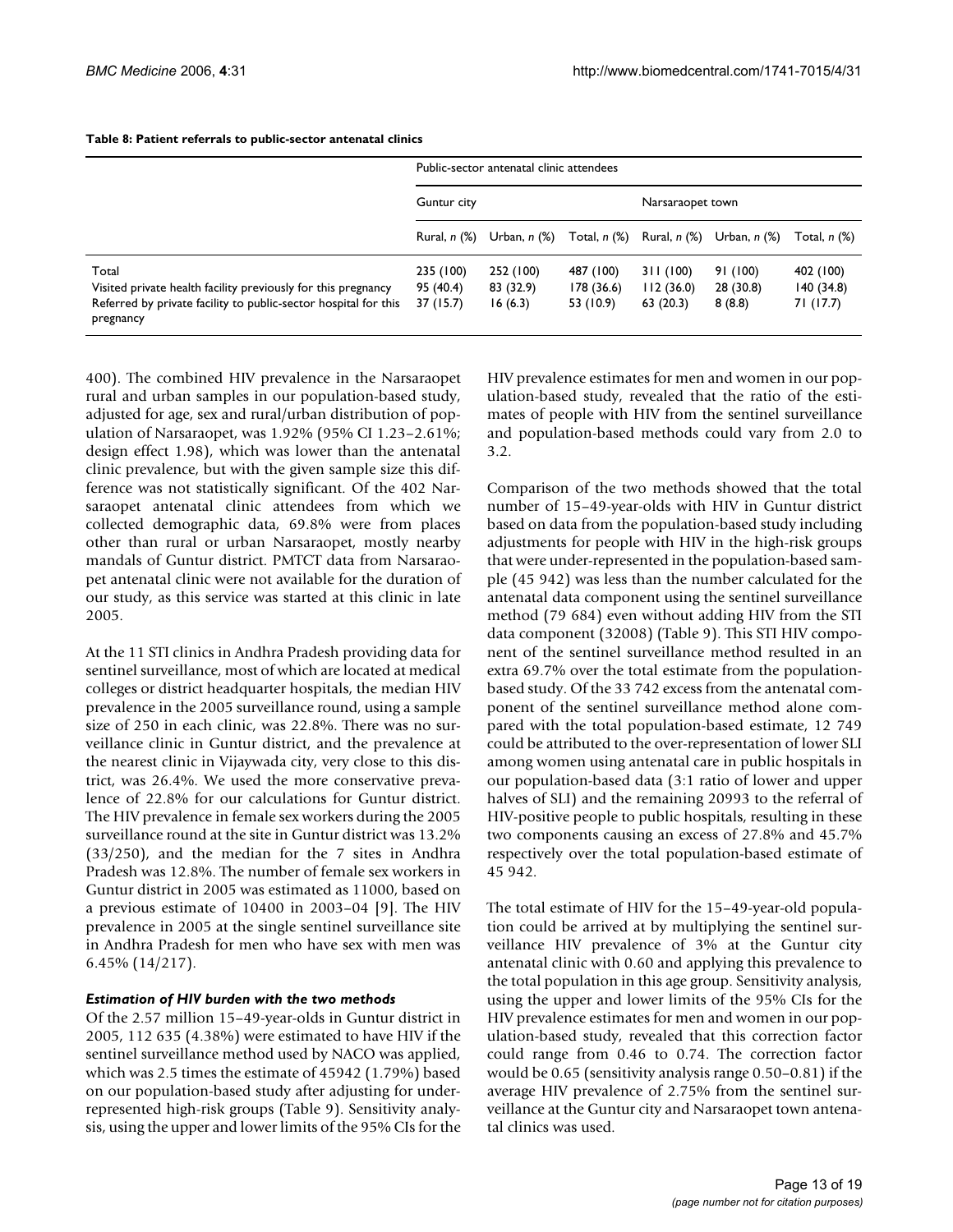**Table 8: Patient referrals to public-sector antenatal clinics**

| | Public-sector antenatal clinic attendees | | | | | |
|---|---|---|---|---|---|---|
| | Guntur city | | | Narsaraopet town | | |
| | Rural, *n* (%) | Urban, *n* (%) | Total, *n* (%) | Rural, *n* (%) | Urban, *n* (%) | Total, *n* (%) |
| Total | 235 (100) | 252 (100) | 487 (100) | 311 (100) | 91 (100) | 402 (100) |
| Visited private health facility previously for this pregnancy | 95 (40.4) | 83 (32.9) | 178 (36.6) | 112 (36.0) | 28 (30.8) | 140 (34.8) |
| Referred by private facility to public-sector hospital for this pregnancy | 37 (15.7) | 16 (6.3) | 53 (10.9) | 63 (20.3) | 8 (8.8) | 71 (17.7) |

400). The combined HIV prevalence in the Narsaraopet rural and urban samples in our population-based study, adjusted for age, sex and rural/urban distribution of population of Narsaraopet, was 1.92% (95% CI 1.23–2.61%; design effect 1.98), which was lower than the antenatal clinic prevalence, but with the given sample size this difference was not statistically significant. Of the 402 Narsaraopet antenatal clinic attendees from which we collected demographic data, 69.8% were from places other than rural or urban Narsaraopet, mostly nearby mandals of Guntur district. PMTCT data from Narsaraopet antenatal clinic were not available for the duration of our study, as this service was started at this clinic in late 2005.

At the 11 STI clinics in Andhra Pradesh providing data for sentinel surveillance, most of which are located at medical colleges or district headquarter hospitals, the median HIV prevalence in the 2005 surveillance round, using a sample size of 250 in each clinic, was 22.8%. There was no surveillance clinic in Guntur district, and the prevalence at the nearest clinic in Vijaywada city, very close to this district, was 26.4%. We used the more conservative prevalence of 22.8% for our calculations for Guntur district. The HIV prevalence in female sex workers during the 2005 surveillance round at the site in Guntur district was 13.2% (33/250), and the median for the 7 sites in Andhra Pradesh was 12.8%. The number of female sex workers in Guntur district in 2005 was estimated as 11000, based on a previous estimate of 10400 in 2003–04 [9]. The HIV prevalence in 2005 at the single sentinel surveillance site in Andhra Pradesh for men who have sex with men was 6.45% (14/217).

### *Estimation of HIV burden with the two methods*

Of the 2.57 million 15–49-year-olds in Guntur district in 2005, 112 635 (4.38%) were estimated to have HIV if the sentinel surveillance method used by NACO was applied, which was 2.5 times the estimate of 45942 (1.79%) based on our population-based study after adjusting for under-represented high-risk groups (Table 9). Sensitivity analysis, using the upper and lower limits of the 95% CIs for the HIV prevalence estimates for men and women in our population-based study, revealed that the ratio of the estimates of people with HIV from the sentinel surveillance and population-based methods could vary from 2.0 to 3.2.

Comparison of the two methods showed that the total number of 15–49-year-olds with HIV in Guntur district based on data from the population-based study including adjustments for people with HIV in the high-risk groups that were under-represented in the population-based sample (45 942) was less than the number calculated for the antenatal data component using the sentinel surveillance method (79 684) even without adding HIV from the STI data component (32008) (Table 9). This STI HIV component of the sentinel surveillance method resulted in an extra 69.7% over the total estimate from the population-based study. Of the 33 742 excess from the antenatal component of the sentinel surveillance method alone compared with the total population-based estimate, 12 749 could be attributed to the over-representation of lower SLI among women using antenatal care in public hospitals in our population-based data (3:1 ratio of lower and upper halves of SLI) and the remaining 20993 to the referral of HIV-positive people to public hospitals, resulting in these two components causing an excess of 27.8% and 45.7% respectively over the total population-based estimate of 45 942.

The total estimate of HIV for the 15–49-year-old population could be arrived at by multiplying the sentinel surveillance HIV prevalence of 3% at the Guntur city antenatal clinic with 0.60 and applying this prevalence to the total population in this age group. Sensitivity analysis, using the upper and lower limits of the 95% CIs for the HIV prevalence estimates for men and women in our population-based study, revealed that this correction factor could range from 0.46 to 0.74. The correction factor would be 0.65 (sensitivity analysis range 0.50–0.81) if the average HIV prevalence of 2.75% from the sentinel surveillance at the Guntur city and Narsaraopet town antenatal clinics was used.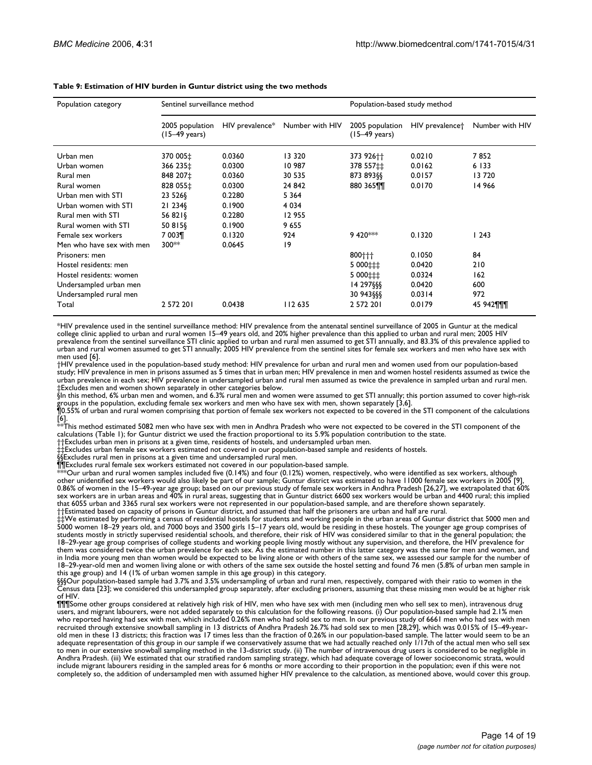**Table 9: Estimation of HIV burden in Guntur district using the two methods**

| Population category | Sentinel surveillance method | | | Population-based study method | | |
|---|---|---|---|---|---|---|
| | 2005 population (15–49 years) | HIV prevalence* | Number with HIV | 2005 population (15–49 years) | HIV prevalence† | Number with HIV |
| Urban men | 370 005‡ | 0.0360 | 13 320 | 373 926†† | 0.0210 | 7 852 |
| Urban women | 366 235‡ | 0.0300 | 10 987 | 378 557‡‡ | 0.0162 | 6 133 |
| Rural men | 848 207‡ | 0.0360 | 30 535 | 873 893§§ | 0.0157 | 13 720 |
| Rural women | 828 055‡ | 0.0300 | 24 842 | 880 365¶¶ | 0.0170 | 14 966 |
| Urban men with STI | 23 526§ | 0.2280 | 5 364 | | | |
| Urban women with STI | 21 234§ | 0.1900 | 4 034 | | | |
| Rural men with STI | 56 821§ | 0.2280 | 12 955 | | | |
| Rural women with STI | 50 815§ | 0.1900 | 9 655 | | | |
| Female sex workers | 7 003¶ | 0.1320 | 924 | 9 420*** | 0.1320 | 1 243 |
| Men who have sex with men | 300** | 0.0645 | 19 | | | |
| Prisoners: men | | | | 800††† | 0.1050 | 84 |
| Hostel residents: men | | | | 5 000‡‡‡ | 0.0420 | 210 |
| Hostel residents: women | | | | 5 000‡‡‡ | 0.0324 | 162 |
| Undersampled urban men | | | | 14 297§§§ | 0.0420 | 600 |
| Undersampled rural men | | | | 30 943§§§ | 0.0314 | 972 |
| Total | 2 572 201 | 0.0438 | 112 635 | 2 572 201 | 0.0179 | 45 942¶¶¶ |

*HIV prevalence used in the sentinel surveillance method: HIV prevalence from the antenatal sentinel surveillance of 2005 in Guntur at the medical college clinic applied to urban and rural women 15–49 years old, and 20% higher prevalence than this applied to urban and rural men; 2005 HIV prevalence from the sentinel surveillance STI clinic applied to urban and rural men assumed to get STI annually, and 83.3% of this prevalence applied to urban and rural women assumed to get STI annually; 2005 HIV prevalence from the sentinel sites for female sex workers and men who have sex with men used [6].

†HIV prevalence used in the population-based study method: HIV prevalence for urban and rural men and women used from our population-based study; HIV prevalence in men in prisons assumed as 5 times that in urban men; HIV prevalence in men and women hostel residents assumed as twice the urban prevalence in each sex; HIV prevalence in undersampled urban and rural men assumed as twice the prevalence in sampled urban and rural men.

‡Excludes men and women shown separately in other categories below.

§In this method, 6% urban men and women, and 6.3% rural men and women were assumed to get STI annually; this portion assumed to cover high-risk groups in the population, excluding female sex workers and men who have sex with men, shown separately [3,6].

¶0.55% of urban and rural women comprising that portion of female sex workers not expected to be covered in the STI component of the calculations [6].

**This method estimated 5082 men who have sex with men in Andhra Pradesh who were not expected to be covered in the STI component of the calculations (Table 1); for Guntur district we used the fraction proportional to its 5.9% population contribution to the state.

††Excludes urban men in prisons at a given time, residents of hostels, and undersampled urban men.

‡‡Excludes urban female sex workers estimated not covered in our population-based sample and residents of hostels.

§§Excludes rural men in prisons at a given time and undersampled rural men.

¶¶Excludes rural female sex workers estimated not covered in our population-based sample.

***Our urban and rural women samples included five (0.14%) and four (0.12%) women, respectively, who were identified as sex workers, although other unidentified sex workers would also likely be part of our sample; Guntur district was estimated to have 11000 female sex workers in 2005 [9], 0.86% of women in the 15–49-year age group; based on our previous study of female sex workers in Andhra Pradesh [26,27], we extrapolated that 60% sex workers are in urban areas and 40% in rural areas, suggesting that in Guntur district 6600 sex workers would be urban and 4400 rural; this implied that 6055 urban and 3365 rural sex workers were not represented in our population-based sample, and are therefore shown separately.

†††Estimated based on capacity of prisons in Guntur district, and assumed that half the prisoners are urban and half are rural.

‡‡‡We estimated by performing a census of residential hostels for students and working people in the urban areas of Guntur district that 5000 men and 5000 women 18–29 years old, and 7000 boys and 3500 girls 15–17 years old, would be residing in these hostels. The younger age group comprises of students mostly in strictly supervised residential schools, and therefore, their risk of HIV was considered similar to that in the general population; the 18–29-year age group comprises of college students and working people living mostly without any supervision, and therefore, the HIV prevalence for them was considered twice the urban prevalence for each sex. As the estimated number in this latter category was the same for men and women, and in India more young men than women would be expected to be living alone or with others of the same sex, we assessed our sample for the number of 18–29-year-old men and women living alone or with others of the same sex outside the hostel setting and found 76 men (5.8% of urban men sample in this age group) and 14 (1% of urban women sample in this age group) in this category.

§§§Our population-based sample had 3.7% and 3.5% undersampling of urban and rural men, respectively, compared with their ratio to women in the Census data [23]; we considered this undersampled group separately, after excluding prisoners, assuming that these missing men would be at higher risk of HIV.

¶¶¶Some other groups considered at relatively high risk of HIV, men who have sex with men (including men who sell sex to men), intravenous drug users, and migrant labourers, were not added separately to this calculation for the following reasons. (i) Our population-based sample had 2.1% men who reported having had sex with men, which included 0.26% men who had sold sex to men. In our previous study of 6661 men who had sex with men recruited through extensive snowball sampling in 13 districts of Andhra Pradesh 26.7% had sold sex to men [28,29], which was 0.015% of 15–49-year-old men in these 13 districts; this fraction was 17 times less than the fraction of 0.26% in our population-based sample. The latter would seem to be an adequate representation of this group in our sample if we conservatively assume that we had actually reached only 1/17th of the actual men who sell sex to men in our extensive snowball sampling method in the 13-district study. (ii) The number of intravenous drug users is considered to be negligible in Andhra Pradesh. (iii) We estimated that our stratified random sampling strategy, which had adequate coverage of lower socioeconomic strata, would include migrant labourers residing in the sampled areas for 6 months or more according to their proportion in the population; even if this were not completely so, the addition of undersampled men with assumed higher HIV prevalence to the calculation, as mentioned above, would cover this group.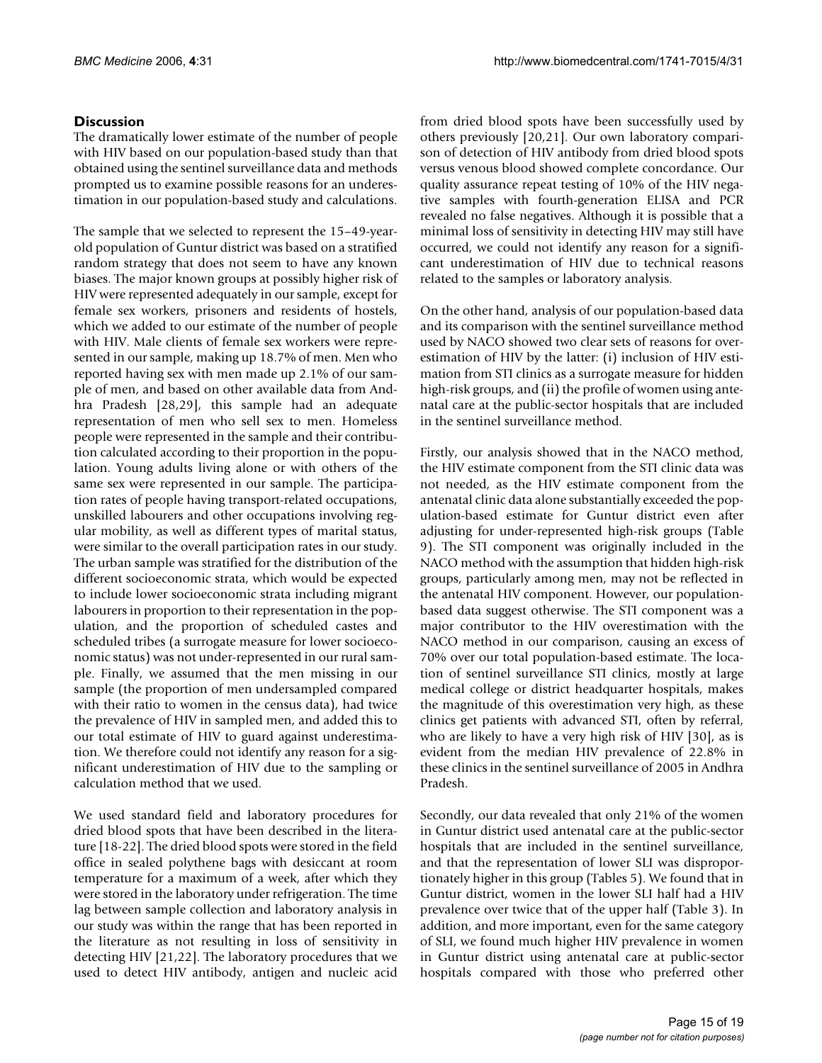## Discussion

The dramatically lower estimate of the number of people with HIV based on our population-based study than that obtained using the sentinel surveillance data and methods prompted us to examine possible reasons for an underestimation in our population-based study and calculations.

The sample that we selected to represent the 15–49-year-old population of Guntur district was based on a stratified random strategy that does not seem to have any known biases. The major known groups at possibly higher risk of HIV were represented adequately in our sample, except for female sex workers, prisoners and residents of hostels, which we added to our estimate of the number of people with HIV. Male clients of female sex workers were represented in our sample, making up 18.7% of men. Men who reported having sex with men made up 2.1% of our sample of men, and based on other available data from Andhra Pradesh [28,29], this sample had an adequate representation of men who sell sex to men. Homeless people were represented in the sample and their contribution calculated according to their proportion in the population. Young adults living alone or with others of the same sex were represented in our sample. The participation rates of people having transport-related occupations, unskilled labourers and other occupations involving regular mobility, as well as different types of marital status, were similar to the overall participation rates in our study. The urban sample was stratified for the distribution of the different socioeconomic strata, which would be expected to include lower socioeconomic strata including migrant labourers in proportion to their representation in the population, and the proportion of scheduled castes and scheduled tribes (a surrogate measure for lower socioeconomic status) was not under-represented in our rural sample. Finally, we assumed that the men missing in our sample (the proportion of men undersampled compared with their ratio to women in the census data), had twice the prevalence of HIV in sampled men, and added this to our total estimate of HIV to guard against underestimation. We therefore could not identify any reason for a significant underestimation of HIV due to the sampling or calculation method that we used.

We used standard field and laboratory procedures for dried blood spots that have been described in the literature [18-22]. The dried blood spots were stored in the field office in sealed polythene bags with desiccant at room temperature for a maximum of a week, after which they were stored in the laboratory under refrigeration. The time lag between sample collection and laboratory analysis in our study was within the range that has been reported in the literature as not resulting in loss of sensitivity in detecting HIV [21,22]. The laboratory procedures that we used to detect HIV antibody, antigen and nucleic acid from dried blood spots have been successfully used by others previously [20,21]. Our own laboratory comparison of detection of HIV antibody from dried blood spots versus venous blood showed complete concordance. Our quality assurance repeat testing of 10% of the HIV negative samples with fourth-generation ELISA and PCR revealed no false negatives. Although it is possible that a minimal loss of sensitivity in detecting HIV may still have occurred, we could not identify any reason for a significant underestimation of HIV due to technical reasons related to the samples or laboratory analysis.

On the other hand, analysis of our population-based data and its comparison with the sentinel surveillance method used by NACO showed two clear sets of reasons for overestimation of HIV by the latter: (i) inclusion of HIV estimation from STI clinics as a surrogate measure for hidden high-risk groups, and (ii) the profile of women using antenatal care at the public-sector hospitals that are included in the sentinel surveillance method.

Firstly, our analysis showed that in the NACO method, the HIV estimate component from the STI clinic data was not needed, as the HIV estimate component from the antenatal clinic data alone substantially exceeded the population-based estimate for Guntur district even after adjusting for under-represented high-risk groups (Table 9). The STI component was originally included in the NACO method with the assumption that hidden high-risk groups, particularly among men, may not be reflected in the antenatal HIV component. However, our population-based data suggest otherwise. The STI component was a major contributor to the HIV overestimation with the NACO method in our comparison, causing an excess of 70% over our total population-based estimate. The location of sentinel surveillance STI clinics, mostly at large medical college or district headquarter hospitals, makes the magnitude of this overestimation very high, as these clinics get patients with advanced STI, often by referral, who are likely to have a very high risk of HIV [30], as is evident from the median HIV prevalence of 22.8% in these clinics in the sentinel surveillance of 2005 in Andhra Pradesh.

Secondly, our data revealed that only 21% of the women in Guntur district used antenatal care at the public-sector hospitals that are included in the sentinel surveillance, and that the representation of lower SLI was disproportionately higher in this group (Tables 5). We found that in Guntur district, women in the lower SLI half had a HIV prevalence over twice that of the upper half (Table 3). In addition, and more important, even for the same category of SLI, we found much higher HIV prevalence in women in Guntur district using antenatal care at public-sector hospitals compared with those who preferred other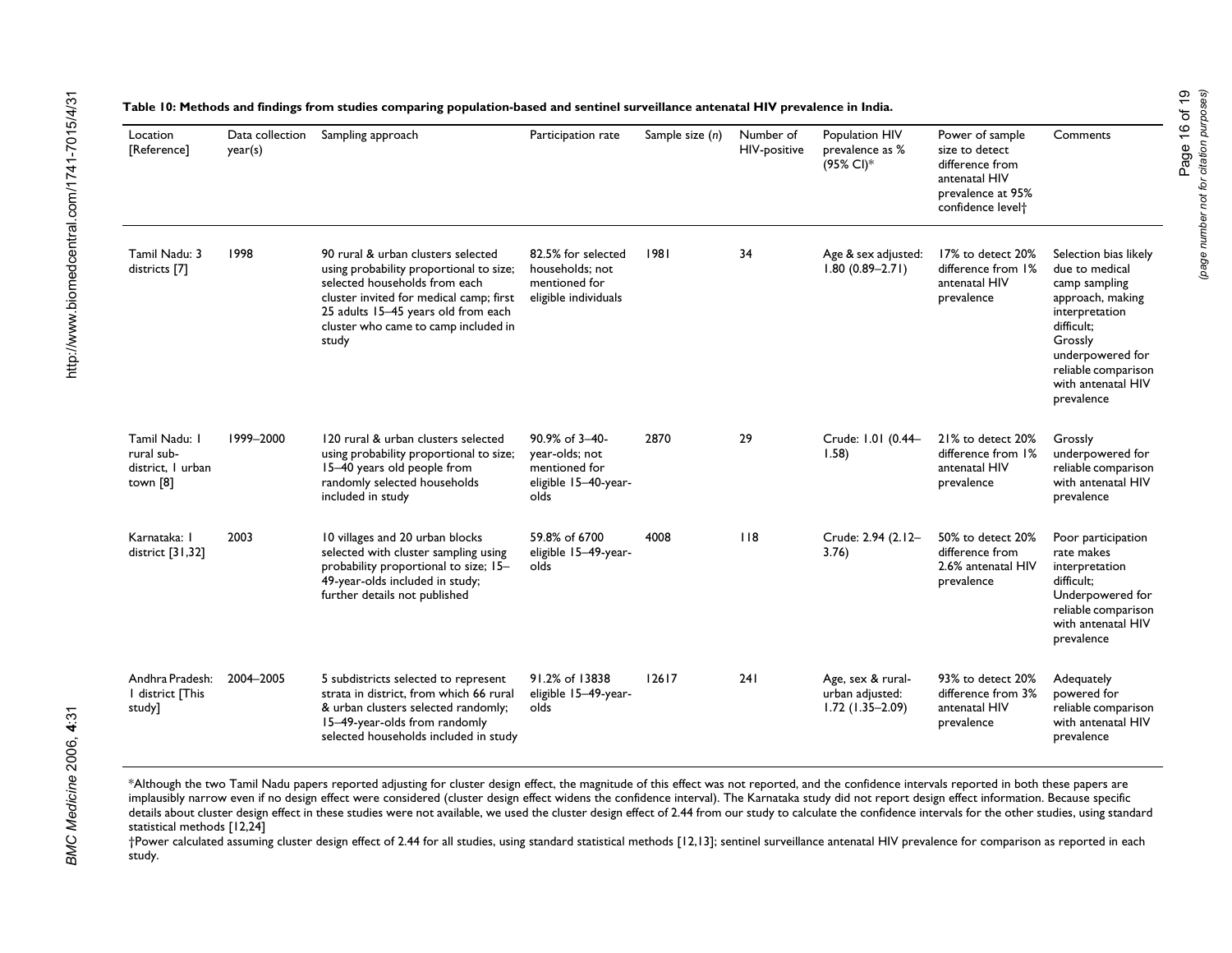**Table 10: Methods and findings from studies comparing population-based and sentinel surveillance antenatal HIV prevalence in India.**

| Location [Reference] | Data collection year(s) | Sampling approach | Participation rate | Sample size (*n*) | Number of HIV-positive | Population HIV prevalence as % (95% CI)* | Power of sample size to detect difference from antenatal HIV prevalence at 95% confidence level† | Comments |
|---|---|---|---|---|---|---|---|---|
| Tamil Nadu: 3 districts [7] | 1998 | 90 rural & urban clusters selected using probability proportional to size; selected households from each cluster invited for medical camp; first 25 adults 15–45 years old from each cluster who came to camp included in study | 82.5% for selected households; not mentioned for eligible individuals | 1981 | 34 | Age & sex adjusted: 1.80 (0.89–2.71) | 17% to detect 20% difference from 1% antenatal HIV prevalence | Selection bias likely due to medical camp sampling approach, making interpretation difficult; Grossly underpowered for reliable comparison with antenatal HIV prevalence |
| Tamil Nadu: 1 rural sub-district, 1 urban town [8] | 1999–2000 | 120 rural & urban clusters selected using probability proportional to size; 15–40 years old people from randomly selected households included in study | 90.9% of 3–40-year-olds; not mentioned for eligible 15–40-year-olds | 2870 | 29 | Crude: 1.01 (0.44–1.58) | 21% to detect 20% difference from 1% antenatal HIV prevalence | Grossly underpowered for reliable comparison with antenatal HIV prevalence |
| Karnataka: 1 district [31,32] | 2003 | 10 villages and 20 urban blocks selected with cluster sampling using probability proportional to size; 15–49-year-olds included in study; further details not published | 59.8% of 6700 eligible 15–49-year-olds | 4008 | 118 | Crude: 2.94 (2.12–3.76) | 50% to detect 20% difference from 2.6% antenatal HIV prevalence | Poor participation rate makes interpretation difficult; Underpowered for reliable comparison with antenatal HIV prevalence |
| Andhra Pradesh: 1 district [This study] | 2004–2005 | 5 subdistricts selected to represent strata in district, from which 66 rural & urban clusters selected randomly; 15–49-year-olds from randomly selected households included in study | 91.2% of 13838 eligible 15–49-year-olds | 12617 | 241 | Age, sex & rural-urban adjusted: 1.72 (1.35–2.09) | 93% to detect 20% difference from 3% antenatal HIV prevalence | Adequately powered for reliable comparison with antenatal HIV prevalence |

*Although the two Tamil Nadu papers reported adjusting for cluster design effect, the magnitude of this effect was not reported, and the confidence intervals reported in both these papers are implausibly narrow even if no design effect were considered (cluster design effect widens the confidence interval). The Karnataka study did not report design effect information. Because specific details about cluster design effect in these studies were not available, we used the cluster design effect of 2.44 from our study to calculate the confidence intervals for the other studies, using standard statistical methods [12,24]

†Power calculated assuming cluster design effect of 2.44 for all studies, using standard statistical methods [12,13]; sentinel surveillance antenatal HIV prevalence for comparison as reported in each study.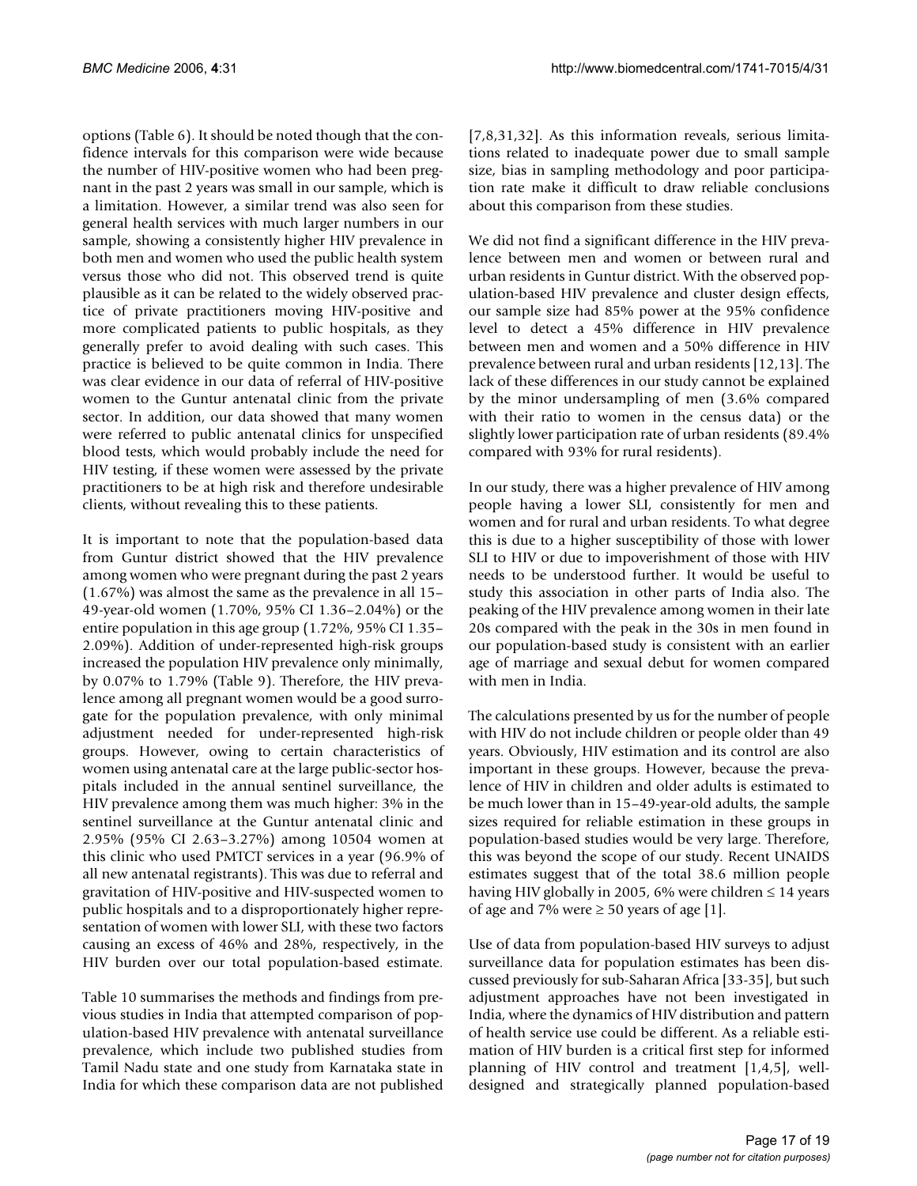options (Table 6). It should be noted though that the confidence intervals for this comparison were wide because the number of HIV-positive women who had been pregnant in the past 2 years was small in our sample, which is a limitation. However, a similar trend was also seen for general health services with much larger numbers in our sample, showing a consistently higher HIV prevalence in both men and women who used the public health system versus those who did not. This observed trend is quite plausible as it can be related to the widely observed practice of private practitioners moving HIV-positive and more complicated patients to public hospitals, as they generally prefer to avoid dealing with such cases. This practice is believed to be quite common in India. There was clear evidence in our data of referral of HIV-positive women to the Guntur antenatal clinic from the private sector. In addition, our data showed that many women were referred to public antenatal clinics for unspecified blood tests, which would probably include the need for HIV testing, if these women were assessed by the private practitioners to be at high risk and therefore undesirable clients, without revealing this to these patients.

It is important to note that the population-based data from Guntur district showed that the HIV prevalence among women who were pregnant during the past 2 years (1.67%) was almost the same as the prevalence in all 15–49-year-old women (1.70%, 95% CI 1.36–2.04%) or the entire population in this age group (1.72%, 95% CI 1.35–2.09%). Addition of under-represented high-risk groups increased the population HIV prevalence only minimally, by 0.07% to 1.79% (Table 9). Therefore, the HIV prevalence among all pregnant women would be a good surrogate for the population prevalence, with only minimal adjustment needed for under-represented high-risk groups. However, owing to certain characteristics of women using antenatal care at the large public-sector hospitals included in the annual sentinel surveillance, the HIV prevalence among them was much higher: 3% in the sentinel surveillance at the Guntur antenatal clinic and 2.95% (95% CI 2.63–3.27%) among 10504 women at this clinic who used PMTCT services in a year (96.9% of all new antenatal registrants). This was due to referral and gravitation of HIV-positive and HIV-suspected women to public hospitals and to a disproportionately higher representation of women with lower SLI, with these two factors causing an excess of 46% and 28%, respectively, in the HIV burden over our total population-based estimate.

Table 10 summarises the methods and findings from previous studies in India that attempted comparison of population-based HIV prevalence with antenatal surveillance prevalence, which include two published studies from Tamil Nadu state and one study from Karnataka state in India for which these comparison data are not published [7,8,31,32]. As this information reveals, serious limitations related to inadequate power due to small sample size, bias in sampling methodology and poor participation rate make it difficult to draw reliable conclusions about this comparison from these studies.

We did not find a significant difference in the HIV prevalence between men and women or between rural and urban residents in Guntur district. With the observed population-based HIV prevalence and cluster design effects, our sample size had 85% power at the 95% confidence level to detect a 45% difference in HIV prevalence between men and women and a 50% difference in HIV prevalence between rural and urban residents [12,13]. The lack of these differences in our study cannot be explained by the minor undersampling of men (3.6% compared with their ratio to women in the census data) or the slightly lower participation rate of urban residents (89.4% compared with 93% for rural residents).

In our study, there was a higher prevalence of HIV among people having a lower SLI, consistently for men and women and for rural and urban residents. To what degree this is due to a higher susceptibility of those with lower SLI to HIV or due to impoverishment of those with HIV needs to be understood further. It would be useful to study this association in other parts of India also. The peaking of the HIV prevalence among women in their late 20s compared with the peak in the 30s in men found in our population-based study is consistent with an earlier age of marriage and sexual debut for women compared with men in India.

The calculations presented by us for the number of people with HIV do not include children or people older than 49 years. Obviously, HIV estimation and its control are also important in these groups. However, because the prevalence of HIV in children and older adults is estimated to be much lower than in 15–49-year-old adults, the sample sizes required for reliable estimation in these groups in population-based studies would be very large. Therefore, this was beyond the scope of our study. Recent UNAIDS estimates suggest that of the total 38.6 million people having HIV globally in 2005, 6% were children ≤ 14 years of age and 7% were ≥ 50 years of age [1].

Use of data from population-based HIV surveys to adjust surveillance data for population estimates has been discussed previously for sub-Saharan Africa [33-35], but such adjustment approaches have not been investigated in India, where the dynamics of HIV distribution and pattern of health service use could be different. As a reliable estimation of HIV burden is a critical first step for informed planning of HIV control and treatment [1,4,5], well-designed and strategically planned population-based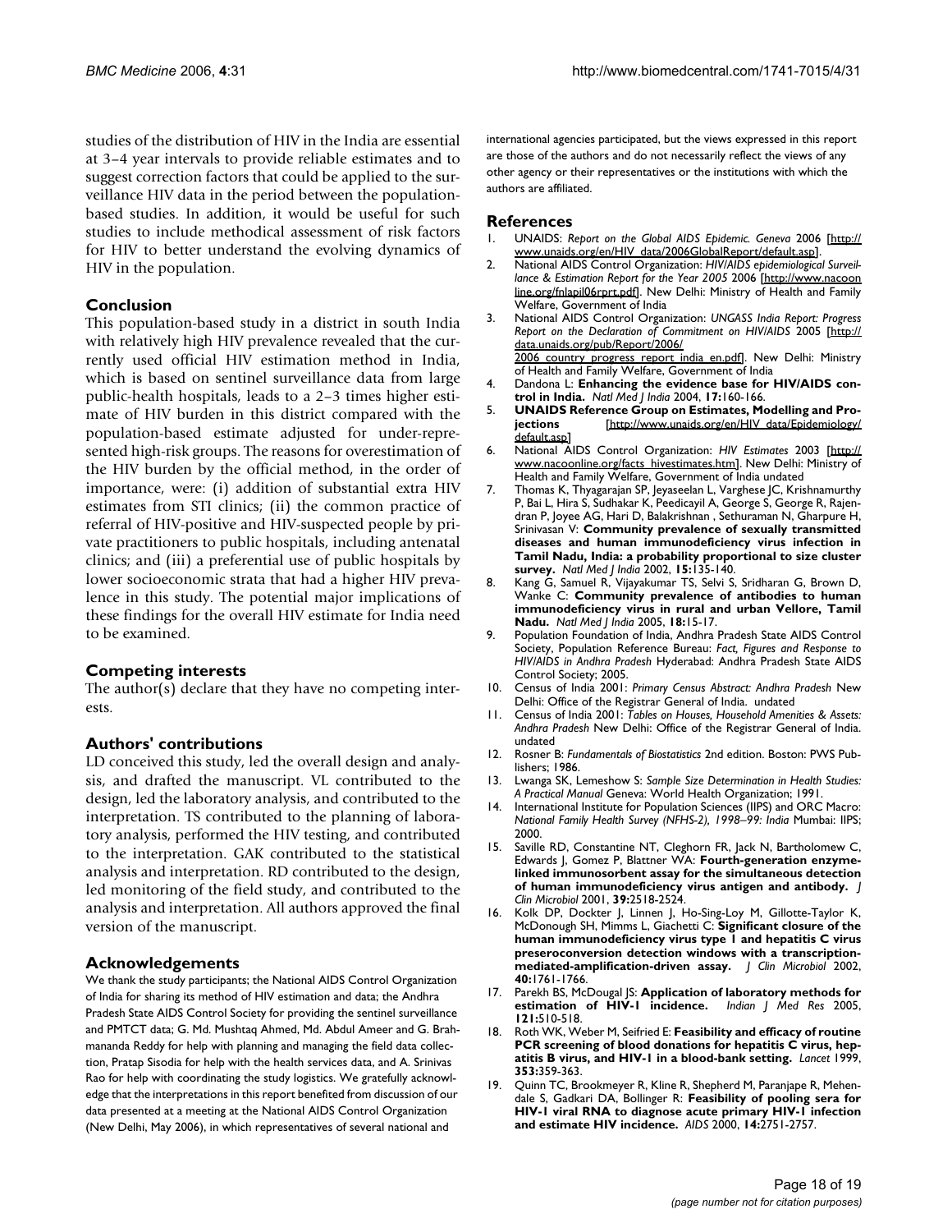studies of the distribution of HIV in the India are essential at 3–4 year intervals to provide reliable estimates and to suggest correction factors that could be applied to the surveillance HIV data in the period between the population-based studies. In addition, it would be useful for such studies to include methodical assessment of risk factors for HIV to better understand the evolving dynamics of HIV in the population.

## Conclusion

This population-based study in a district in south India with relatively high HIV prevalence revealed that the currently used official HIV estimation method in India, which is based on sentinel surveillance data from large public-health hospitals, leads to a 2–3 times higher estimate of HIV burden in this district compared with the population-based estimate adjusted for under-represented high-risk groups. The reasons for overestimation of the HIV burden by the official method, in the order of importance, were: (i) addition of substantial extra HIV estimates from STI clinics; (ii) the common practice of referral of HIV-positive and HIV-suspected people by private practitioners to public hospitals, including antenatal clinics; and (iii) a preferential use of public hospitals by lower socioeconomic strata that had a higher HIV prevalence in this study. The potential major implications of these findings for the overall HIV estimate for India need to be examined.

## Competing interests

The author(s) declare that they have no competing interests.

## Authors' contributions

LD conceived this study, led the overall design and analysis, and drafted the manuscript. VL contributed to the design, led the laboratory analysis, and contributed to the interpretation. TS contributed to the planning of laboratory analysis, performed the HIV testing, and contributed to the interpretation. GAK contributed to the statistical analysis and interpretation. RD contributed to the design, led monitoring of the field study, and contributed to the analysis and interpretation. All authors approved the final version of the manuscript.

## Acknowledgements

We thank the study participants; the National AIDS Control Organization of India for sharing its method of HIV estimation and data; the Andhra Pradesh State AIDS Control Society for providing the sentinel surveillance and PMTCT data; G. Md. Mushtaq Ahmed, Md. Abdul Ameer and G. Brahmananda Reddy for help with planning and managing the field data collection, Pratap Sisodia for help with the health services data, and A. Srinivas Rao for help with coordinating the study logistics. We gratefully acknowledge that the interpretations in this report benefited from discussion of our data presented at a meeting at the National AIDS Control Organization (New Delhi, May 2006), in which representatives of several national and international agencies participated, but the views expressed in this report are those of the authors and do not necessarily reflect the views of any other agency or their representatives or the institutions with which the authors are affiliated.

## References

1. UNAIDS: *Report on the Global AIDS Epidemic. Geneva* 2006 [http://www.unaids.org/en/HIV_data/2006GlobalReport/default.asp].
2. National AIDS Control Organization: *HIV/AIDS epidemiological Surveillance & Estimation Report for the Year 2005* 2006 [http://www.nacoonline.org/fnlapil06rprt.pdf]. New Delhi: Ministry of Health and Family Welfare, Government of India
3. National AIDS Control Organization: *UNGASS India Report: Progress Report on the Declaration of Commitment on HIV/AIDS* 2005 [http://data.unaids.org/pub/Report/2006/2006_country_progress_report_india_en.pdf]. New Delhi: Ministry of Health and Family Welfare, Government of India
4. Dandona L: **Enhancing the evidence base for HIV/AIDS control in India.** *Natl Med J India* 2004, **17:**160-166.
5. **UNAIDS Reference Group on Estimates, Modelling and Projections** [http://www.unaids.org/en/HIV_data/Epidemiology/default.asp]
6. National AIDS Control Organization: *HIV Estimates* 2003 [http://www.nacoonline.org/facts_hivestimates.htm]. New Delhi: Ministry of Health and Family Welfare, Government of India undated
7. Thomas K, Thyagarajan SP, Jeyaseelan L, Varghese JC, Krishnamurthy P, Bai L, Hira S, Sudhakar K, Peedicayil A, George S, George R, Rajendran P, Joyee AG, Hari D, Balakrishnan , Sethuraman N, Gharpure H, Srinivasan V: **Community prevalence of sexually transmitted diseases and human immunodeficiency virus infection in Tamil Nadu, India: a probability proportional to size cluster survey.** *Natl Med J India* 2002, **15:**135-140.
8. Kang G, Samuel R, Vijayakumar TS, Selvi S, Sridharan G, Brown D, Wanke C: **Community prevalence of antibodies to human immunodeficiency virus in rural and urban Vellore, Tamil Nadu.** *Natl Med J India* 2005, **18:**15-17.
9. Population Foundation of India, Andhra Pradesh State AIDS Control Society, Population Reference Bureau: *Fact, Figures and Response to HIV/AIDS in Andhra Pradesh* Hyderabad: Andhra Pradesh State AIDS Control Society; 2005.
10. Census of India 2001: *Primary Census Abstract: Andhra Pradesh* New Delhi: Office of the Registrar General of India. undated
11. Census of India 2001: *Tables on Houses, Household Amenities & Assets: Andhra Pradesh* New Delhi: Office of the Registrar General of India. undated
12. Rosner B: *Fundamentals of Biostatistics* 2nd edition. Boston: PWS Publishers; 1986.
13. Lwanga SK, Lemeshow S: *Sample Size Determination in Health Studies: A Practical Manual* Geneva: World Health Organization; 1991.
14. International Institute for Population Sciences (IIPS) and ORC Macro: *National Family Health Survey (NFHS-2), 1998–99: India* Mumbai: IIPS; 2000.
15. Saville RD, Constantine NT, Cleghorn FR, Jack N, Bartholomew C, Edwards J, Gomez P, Blattner WA: **Fourth-generation enzyme-linked immunosorbent assay for the simultaneous detection of human immunodeficiency virus antigen and antibody.** *J Clin Microbiol* 2001, **39:**2518-2524.
16. Kolk DP, Dockter J, Linnen J, Ho-Sing-Loy M, Gillotte-Taylor K, McDonough SH, Mimms L, Giachetti C: **Significant closure of the human immunodeficiency virus type 1 and hepatitis C virus preseroconversion detection windows with a transcription-mediated-amplification-driven assay.** *J Clin Microbiol* 2002, **40:**1761-1766.
17. Parekh BS, McDougal JS: **Application of laboratory methods for estimation of HIV-1 incidence.** *Indian J Med Res* 2005, **121:**510-518.
18. Roth WK, Weber M, Seifried E: **Feasibility and efficacy of routine PCR screening of blood donations for hepatitis C virus, hepatitis B virus, and HIV-1 in a blood-bank setting.** *Lancet* 1999, **353:**359-363.
19. Quinn TC, Brookmeyer R, Kline R, Shepherd M, Paranjape R, Mehendale S, Gadkari DA, Bollinger R: **Feasibility of pooling sera for HIV-1 viral RNA to diagnose acute primary HIV-1 infection and estimate HIV incidence.** *AIDS* 2000, **14:**2751-2757.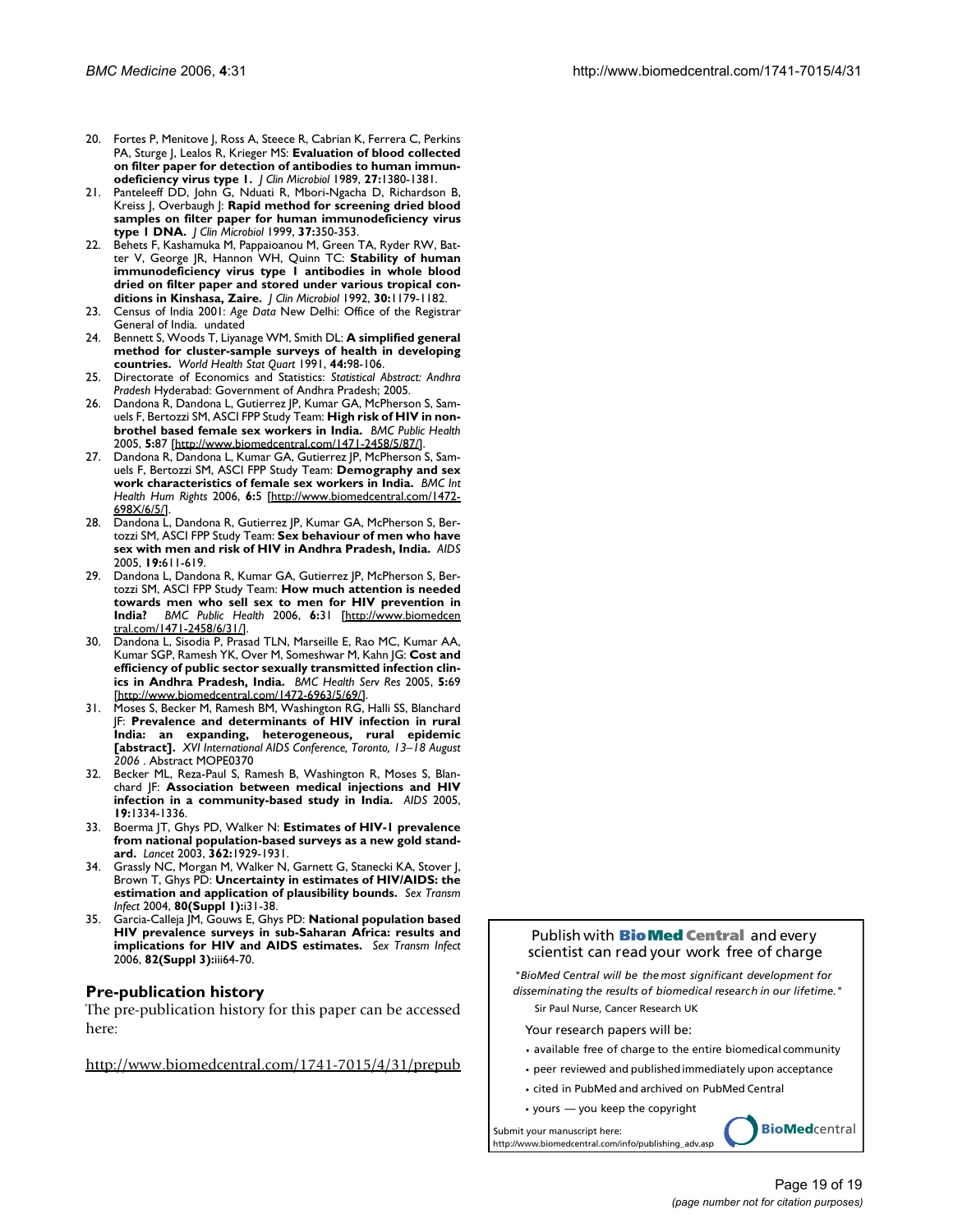20. Fortes P, Menitove J, Ross A, Steece R, Cabrian K, Ferrera C, Perkins PA, Sturge J, Lealos R, Krieger MS: **Evaluation of blood collected on filter paper for detection of antibodies to human immunodeficiency virus type 1.** *J Clin Microbiol* 1989, **27:**1380-1381.
21. Panteleeff DD, John G, Nduati R, Mbori-Ngacha D, Richardson B, Kreiss J, Overbaugh J: **Rapid method for screening dried blood samples on filter paper for human immunodeficiency virus type 1 DNA.** *J Clin Microbiol* 1999, **37:**350-353.
22. Behets F, Kashamuka M, Pappaioanou M, Green TA, Ryder RW, Batter V, George JR, Hannon WH, Quinn TC: **Stability of human immunodeficiency virus type 1 antibodies in whole blood dried on filter paper and stored under various tropical conditions in Kinshasa, Zaire.** *J Clin Microbiol* 1992, **30:**1179-1182.
23. Census of India 2001: *Age Data* New Delhi: Office of the Registrar General of India. undated
24. Bennett S, Woods T, Liyanage WM, Smith DL: **A simplified general method for cluster-sample surveys of health in developing countries.** *World Health Stat Quart* 1991, **44:**98-106.
25. Directorate of Economics and Statistics: *Statistical Abstract: Andhra Pradesh* Hyderabad: Government of Andhra Pradesh; 2005.
26. Dandona R, Dandona L, Gutierrez JP, Kumar GA, McPherson S, Samuels F, Bertozzi SM, ASCI FPP Study Team: **High risk of HIV in non-brothel based female sex workers in India.** *BMC Public Health* 2005, **5:**87 [http://www.biomedcentral.com/1471-2458/5/87/].
27. Dandona R, Dandona L, Kumar GA, Gutierrez JP, McPherson S, Samuels F, Bertozzi SM, ASCI FPP Study Team: **Demography and sex work characteristics of female sex workers in India.** *BMC Int Health Hum Rights* 2006, **6:**5 [http://www.biomedcentral.com/1472-698X/6/5/].
28. Dandona L, Dandona R, Gutierrez JP, Kumar GA, McPherson S, Bertozzi SM, ASCI FPP Study Team: **Sex behaviour of men who have sex with men and risk of HIV in Andhra Pradesh, India.** *AIDS* 2005, **19:**611-619.
29. Dandona L, Dandona R, Kumar GA, Gutierrez JP, McPherson S, Bertozzi SM, ASCI FPP Study Team: **How much attention is needed towards men who sell sex to men for HIV prevention in India?** *BMC Public Health* 2006, **6:**31 [http://www.biomedcentral.com/1471-2458/6/31/].
30. Dandona L, Sisodia P, Prasad TLN, Marseille E, Rao MC, Kumar AA, Kumar SGP, Ramesh YK, Over M, Someshwar M, Kahn JG: **Cost and efficiency of public sector sexually transmitted infection clinics in Andhra Pradesh, India.** *BMC Health Serv Res* 2005, **5:**69 [http://www.biomedcentral.com/1472-6963/5/69/].
31. Moses S, Becker M, Ramesh BM, Washington RG, Halli SS, Blanchard JF: **Prevalence and determinants of HIV infection in rural India: an expanding, heterogeneous, rural epidemic [abstract].** *XVI International AIDS Conference, Toronto, 13–18 August 2006*. Abstract MOPE0370
32. Becker ML, Reza-Paul S, Ramesh B, Washington R, Moses S, Blanchard JF: **Association between medical injections and HIV infection in a community-based study in India.** *AIDS* 2005, **19:**1334-1336.
33. Boerma JT, Ghys PD, Walker N: **Estimates of HIV-1 prevalence from national population-based surveys as a new gold standard.** *Lancet* 2003, **362:**1929-1931.
34. Grassly NC, Morgan M, Walker N, Garnett G, Stanecki KA, Stover J, Brown T, Ghys PD: **Uncertainty in estimates of HIV/AIDS: the estimation and application of plausibility bounds.** *Sex Transm Infect* 2004, **80(Suppl 1):**i31-38.
35. Garcia-Calleja JM, Gouws E, Ghys PD: **National population based HIV prevalence surveys in sub-Saharan Africa: results and implications for HIV and AIDS estimates.** *Sex Transm Infect* 2006, **82(Suppl 3):**iii64-70.

## Pre-publication history

The pre-publication history for this paper can be accessed here:

http://www.biomedcentral.com/1741-7015/4/31/prepub

Publish with **BioMed Central** and every scientist can read your work free of charge

*"BioMed Central will be the most significant development for disseminating the results of biomedical research in our lifetime."*

Sir Paul Nurse, Cancer Research UK

Your research papers will be:

- available free of charge to the entire biomedical community
- peer reviewed and published immediately upon acceptance
- cited in PubMed and archived on PubMed Central
- yours — you keep the copyright

Submit your manuscript here:
http://www.biomedcentral.com/info/publishing_adv.asp

**BioMed**central